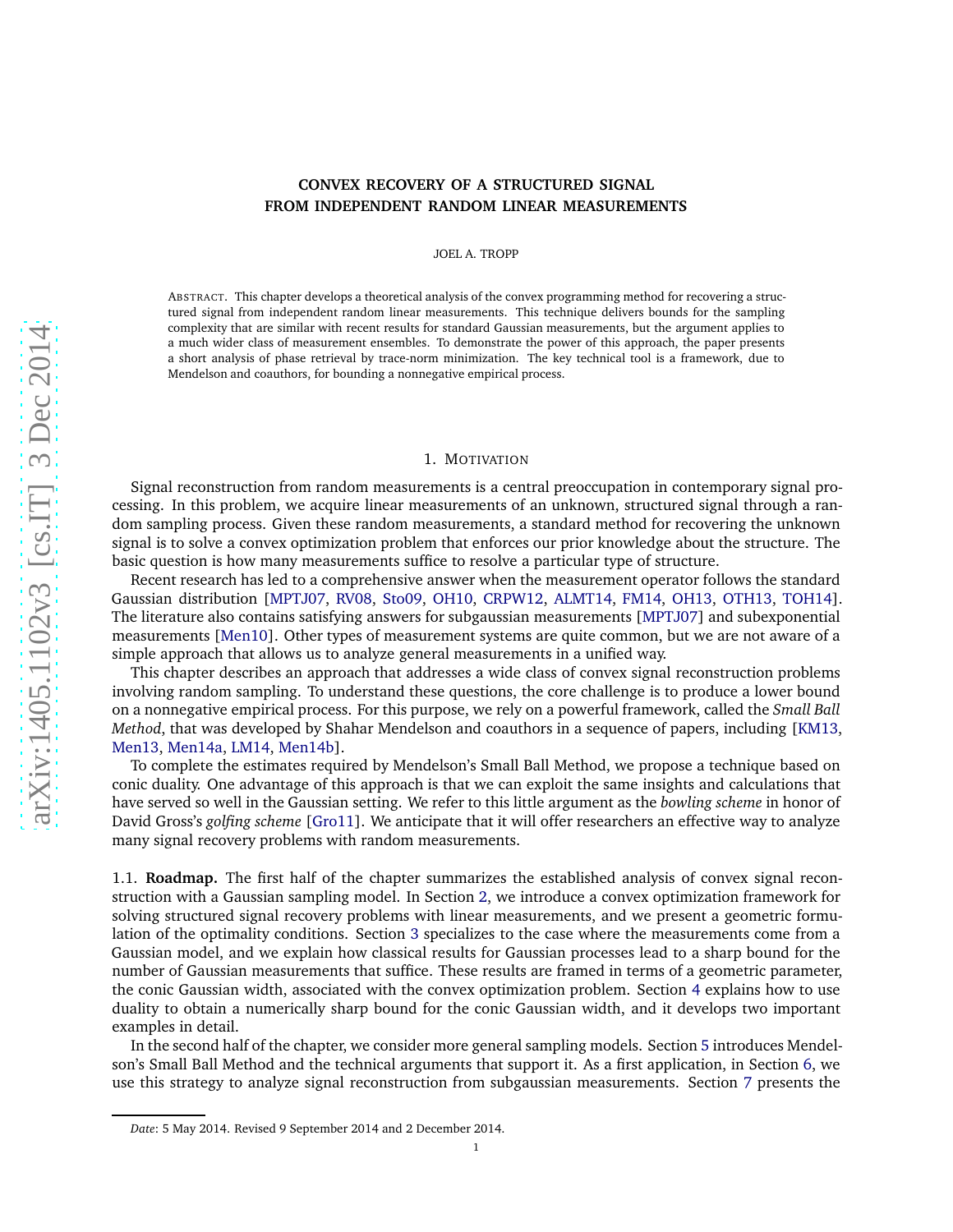# CONVEX RECOVERY OF A STRUCTURED SIGNAL FROM INDEPENDENT RANDOM LINEAR MEASUREMENTS

JOEL A. TROPP

ABSTRACT. This chapter develops a theoretical analysis of the convex programming method for recovering a structured signal from independent random linear measurements. This technique delivers bounds for the sampling complexity that are similar with recent results for standard Gaussian measurements, but the argument applies to a much wider class of measurement ensembles. To demonstrate the power of this approach, the paper presents a short analysis of phase retrieval by trace-norm minimization. The key technical tool is a framework, due to Mendelson and coauthors, for bounding a nonnegative empirical process.

## 1. MOTIVATION

Signal reconstruction from random measurements is a central preoccupation in contemporary signal processing. In this problem, we acquire linear measurements of an unknown, structured signal through a random sampling process. Given these random measurements, a standard method for recovering the unknown signal is to solve a convex optimization problem that enforces our prior knowledge about the structure. The basic question is how many measurements suffice to resolve a particular type of structure.

Recent research has led to a comprehensive answer when the measurement operator follows the standard Gaussian distribution [MPTJ07, RV08, Sto09, OH10, CRPW12, ALMT14, FM14, OH13, OTH13, TOH14]. The literature also contains satisfying answers for subgaussian measurements [MPTJ07] and subexponential measurements [Men10]. Other types of measurement systems are quite common, but we are not aware of a simple approach that allows us to analyze general measurements in a unified way.

This chapter describes an approach that addresses a wide class of convex signal reconstruction problems involving random sampling. To understand these questions, the core challenge is to produce a lower bound on a nonnegative empirical process. For this purpose, we rely on a powerful framework, called the *Small Ball Method*, that was developed by Shahar Mendelson and coauthors in a sequence of papers, including [KM13, Men13, Men14a, LM14, Men14b].

To complete the estimates required by Mendelson's Small Ball Method, we propose a technique based on conic duality. One advantage of this approach is that we can exploit the same insights and calculations that have served so well in the Gaussian setting. We refer to this little argument as the *bowling scheme* in honor of David Gross's *golfing scheme* [Gro11]. We anticipate that it will offer researchers an effective way to analyze many signal recovery problems with random measurements.

**1.1. Roadmap.** The first half of the chapter summarizes the established analysis of convex signal reconstruction with a Gaussian sampling model. In Section 2, we introduce a convex optimization framework for solving structured signal recovery problems with linear measurements, and we present a geometric formulation of the optimality conditions. Section 3 specializes to the case where the measurements come from a Gaussian model, and we explain how classical results for Gaussian processes lead to a sharp bound for the number of Gaussian measurements that suffice. These results are framed in terms of a geometric parameter, the conic Gaussian width, associated with the convex optimization problem. Section 4 explains how to use duality to obtain a numerically sharp bound for the conic Gaussian width, and it develops two important examples in detail.

In the second half of the chapter, we consider more general sampling models. Section 5 introduces Mendelson's Small Ball Method and the technical arguments that support it. As a first application, in Section 6, we use this strategy to analyze signal reconstruction from subgaussian measurements. Section 7 presents the

*Date*: 5 May 2014. Revised 9 September 2014 and 2 December 2014.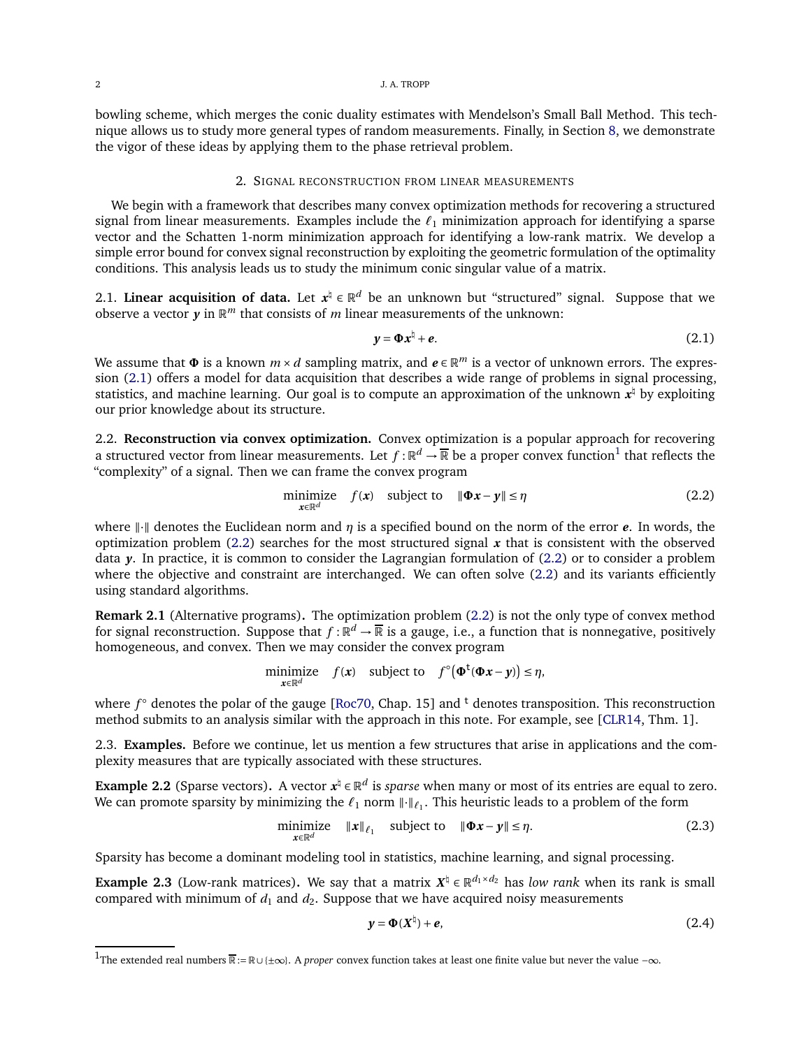bowling scheme, which merges the conic duality estimates with Mendelson's Small Ball Method. This technique allows us to study more general types of random measurements. Finally, in Section 8, we demonstrate the vigor of these ideas by applying them to the phase retrieval problem.

## 2. Signal reconstruction from linear measurements

We begin with a framework that describes many convex optimization methods for recovering a structured signal from linear measurements. Examples include the $\ell_1$ minimization approach for identifying a sparse vector and the Schatten 1-norm minimization approach for identifying a low-rank matrix. We develop a simple error bound for convex signal reconstruction by exploiting the geometric formulation of the optimality conditions. This analysis leads us to study the minimum conic singular value of a matrix.

2.1. **Linear acquisition of data.** Let $\boldsymbol{x}^\natural \in \mathbb{R}^d$ be an unknown but "structured" signal. Suppose that we observe a vector $\boldsymbol{y}$ in $\mathbb{R}^m$ that consists of $m$ linear measurements of the unknown:

$$\boldsymbol{y} = \boldsymbol{\Phi}\boldsymbol{x}^\natural + \boldsymbol{e}. \tag{2.1}$$

We assume that $\boldsymbol{\Phi}$ is a known $m \times d$ sampling matrix, and $\boldsymbol{e} \in \mathbb{R}^m$ is a vector of unknown errors. The expression (2.1) offers a model for data acquisition that describes a wide range of problems in signal processing, statistics, and machine learning. Our goal is to compute an approximation of the unknown $\boldsymbol{x}^\natural$ by exploiting our prior knowledge about its structure.

2.2. **Reconstruction via convex optimization.** Convex optimization is a popular approach for recovering a structured vector from linear measurements. Let $f : \mathbb{R}^d \to \overline{\mathbb{R}}$ be a proper convex function[1] that reflects the "complexity" of a signal. Then we can frame the convex program

$$\underset{\boldsymbol{x} \in \mathbb{R}^d}{\text{minimize}} \quad f(\boldsymbol{x}) \quad \text{subject to} \quad \|\boldsymbol{\Phi}\boldsymbol{x} - \boldsymbol{y}\| \le \eta \tag{2.2}$$

where $\|\cdot\|$ denotes the Euclidean norm and $\eta$ is a specified bound on the norm of the error $\boldsymbol{e}$. In words, the optimization problem (2.2) searches for the most structured signal $\boldsymbol{x}$ that is consistent with the observed data $\boldsymbol{y}$. In practice, it is common to consider the Lagrangian formulation of (2.2) or to consider a problem where the objective and constraint are interchanged. We can often solve (2.2) and its variants efficiently using standard algorithms.

**Remark 2.1** (Alternative programs)**.** The optimization problem (2.2) is not the only type of convex method for signal reconstruction. Suppose that $f : \mathbb{R}^d \to \overline{\mathbb{R}}$ is a gauge, i.e., a function that is nonnegative, positively homogeneous, and convex. Then we may consider the convex program

$$\underset{\boldsymbol{x} \in \mathbb{R}^d}{\text{minimize}} \quad f(\boldsymbol{x}) \quad \text{subject to} \quad f^\circ\big(\boldsymbol{\Phi}^{\mathsf{t}}(\boldsymbol{\Phi}\boldsymbol{x} - \boldsymbol{y})\big) \le \eta,$$

where $f^\circ$ denotes the polar of the gauge [Roc70, Chap. 15] and $^{\mathsf{t}}$ denotes transposition. This reconstruction method submits to an analysis similar with the approach in this note. For example, see [CLR14, Thm. 1].

2.3. **Examples.** Before we continue, let us mention a few structures that arise in applications and the complexity measures that are typically associated with these structures.

**Example 2.2** (Sparse vectors)**.** A vector $\boldsymbol{x}^\natural \in \mathbb{R}^d$ is *sparse* when many or most of its entries are equal to zero. We can promote sparsity by minimizing the $\ell_1$ norm $\|\cdot\|_{\ell_1}$. This heuristic leads to a problem of the form

$$\underset{\boldsymbol{x} \in \mathbb{R}^d}{\text{minimize}} \quad \|\boldsymbol{x}\|_{\ell_1} \quad \text{subject to} \quad \|\boldsymbol{\Phi}\boldsymbol{x} - \boldsymbol{y}\| \le \eta. \tag{2.3}$$

Sparsity has become a dominant modeling tool in statistics, machine learning, and signal processing.

**Example 2.3** (Low-rank matrices)**.** We say that a matrix $\boldsymbol{X}^\natural \in \mathbb{R}^{d_1 \times d_2}$ has *low rank* when its rank is small compared with minimum of $d_1$ and $d_2$. Suppose that we have acquired noisy measurements

$$\boldsymbol{y} = \boldsymbol{\Phi}(\boldsymbol{X}^\natural) + \boldsymbol{e}, \tag{2.4}$$

---

[1] The extended real numbers $\overline{\mathbb{R}} := \mathbb{R} \cup \{\pm\infty\}$. A *proper* convex function takes at least one finite value but never the value $-\infty$.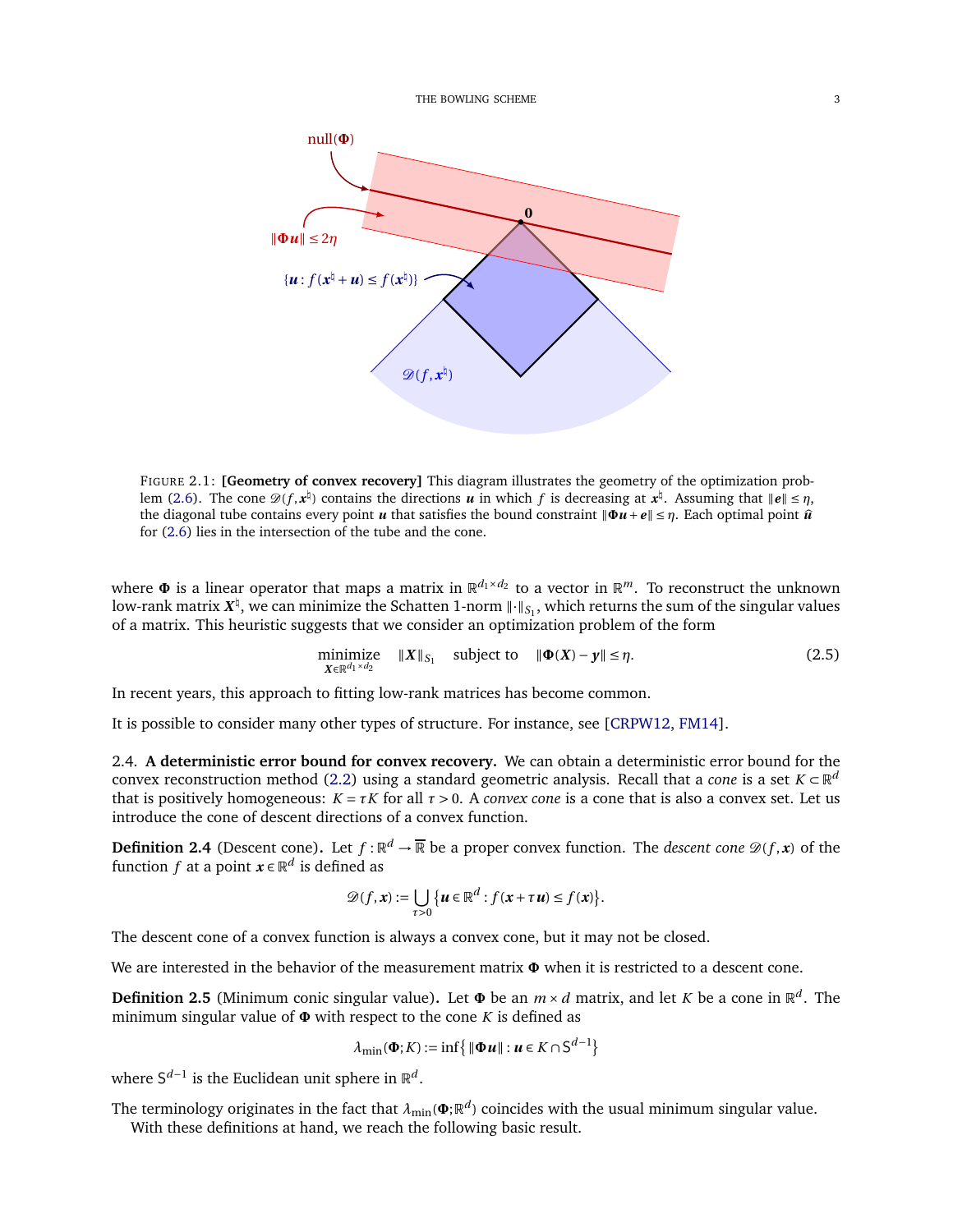FIGURE 2.1: **[Geometry of convex recovery]** This diagram illustrates the geometry of the optimization problem (2.6). The cone $\mathscr{D}(f, \boldsymbol{x}^\natural)$ contains the directions $\boldsymbol{u}$ in which $f$ is decreasing at $\boldsymbol{x}^\natural$. Assuming that $\|\boldsymbol{e}\| \le \eta$, the diagonal tube contains every point $\boldsymbol{u}$ that satisfies the bound constraint $\|\boldsymbol{\Phi u} + \boldsymbol{e}\| \le \eta$. Each optimal point $\widehat{\boldsymbol{u}}$ for (2.6) lies in the intersection of the tube and the cone.

where $\boldsymbol{\Phi}$ is a linear operator that maps a matrix in $\mathbb{R}^{d_1 \times d_2}$ to a vector in $\mathbb{R}^m$. To reconstruct the unknown low-rank matrix $\boldsymbol{X}^\natural$, we can minimize the Schatten 1-norm $\|\cdot\|_{S_1}$, which returns the sum of the singular values of a matrix. This heuristic suggests that we consider an optimization problem of the form

$$\underset{\boldsymbol{X} \in \mathbb{R}^{d_1 \times d_2}}{\text{minimize}} \quad \|\boldsymbol{X}\|_{S_1} \quad \text{subject to} \quad \|\boldsymbol{\Phi}(\boldsymbol{X}) - \boldsymbol{y}\| \le \eta. \tag{2.5}$$

In recent years, this approach to fitting low-rank matrices has become common.

It is possible to consider many other types of structure. For instance, see [CRPW12, FM14].

2.4. **A deterministic error bound for convex recovery.** We can obtain a deterministic error bound for the convex reconstruction method (2.2) using a standard geometric analysis. Recall that a *cone* is a set $K \subset \mathbb{R}^d$ that is positively homogeneous: $K = \tau K$ for all $\tau > 0$. A *convex cone* is a cone that is also a convex set. Let us introduce the cone of descent directions of a convex function.

**Definition 2.4** (Descent cone)**.** Let $f : \mathbb{R}^d \to \overline{\mathbb{R}}$ be a proper convex function. The *descent cone* $\mathscr{D}(f, \boldsymbol{x})$ of the function $f$ at a point $\boldsymbol{x} \in \mathbb{R}^d$ is defined as

$$\mathscr{D}(f, \boldsymbol{x}) := \bigcup_{\tau > 0} \left\{ \boldsymbol{u} \in \mathbb{R}^d : f(\boldsymbol{x} + \tau \boldsymbol{u}) \le f(\boldsymbol{x}) \right\}.$$

The descent cone of a convex function is always a convex cone, but it may not be closed.

We are interested in the behavior of the measurement matrix $\boldsymbol{\Phi}$ when it is restricted to a descent cone.

**Definition 2.5** (Minimum conic singular value)**.** Let $\boldsymbol{\Phi}$ be an $m \times d$ matrix, and let $K$ be a cone in $\mathbb{R}^d$. The minimum singular value of $\boldsymbol{\Phi}$ with respect to the cone $K$ is defined as

$$\lambda_{\min}(\boldsymbol{\Phi}; K) := \inf \left\{ \|\boldsymbol{\Phi u}\| : \boldsymbol{u} \in K \cap \mathsf{S}^{d-1} \right\}$$

where $\mathsf{S}^{d-1}$ is the Euclidean unit sphere in $\mathbb{R}^d$.

The terminology originates in the fact that $\lambda_{\min}(\boldsymbol{\Phi}; \mathbb{R}^d)$ coincides with the usual minimum singular value.

With these definitions at hand, we reach the following basic result.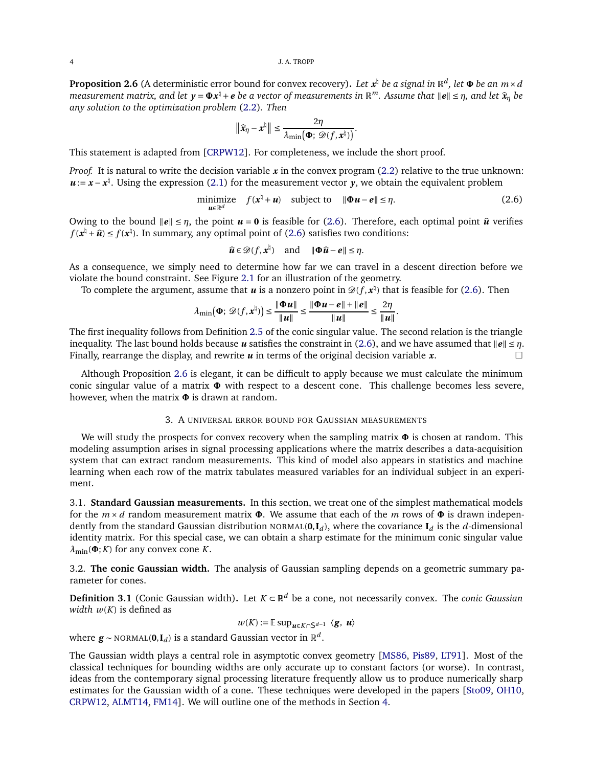**Proposition 2.6** (A deterministic error bound for convex recovery)**.** *Let $\boldsymbol{x}^\natural$ be a signal in $\mathbb{R}^d$, let $\boldsymbol{\Phi}$ be an $m \times d$ measurement matrix, and let $\boldsymbol{y} = \boldsymbol{\Phi}\boldsymbol{x}^\natural + \boldsymbol{e}$ be a vector of measurements in $\mathbb{R}^m$. Assume that $\|\boldsymbol{e}\| \le \eta$, and let $\widehat{\boldsymbol{x}}_\eta$ be any solution to the optimization problem* (2.2)*. Then*

$$\left\| \widehat{\boldsymbol{x}}_\eta - \boldsymbol{x}^\natural \right\| \le \frac{2\eta}{\lambda_{\min}\big(\boldsymbol{\Phi};\ \mathscr{D}(f, \boldsymbol{x}^\natural)\big)}.$$

This statement is adapted from [CRPW12]. For completeness, we include the short proof.

*Proof.* It is natural to write the decision variable $\boldsymbol{x}$ in the convex program (2.2) relative to the true unknown: $\boldsymbol{u} := \boldsymbol{x} - \boldsymbol{x}^\natural$. Using the expression (2.1) for the measurement vector $\boldsymbol{y}$, we obtain the equivalent problem

$$\underset{\boldsymbol{u} \in \mathbb{R}^d}{\text{minimize}} \quad f(\boldsymbol{x}^\natural + \boldsymbol{u}) \quad \text{subject to} \quad \|\boldsymbol{\Phi}\boldsymbol{u} - \boldsymbol{e}\| \le \eta. \tag{2.6}$$

Owing to the bound $\|\boldsymbol{e}\| \le \eta$, the point $\boldsymbol{u} = \boldsymbol{0}$ is feasible for (2.6). Therefore, each optimal point $\widehat{\boldsymbol{u}}$ verifies $f(\boldsymbol{x}^\natural + \widehat{\boldsymbol{u}}) \le f(\boldsymbol{x}^\natural)$. In summary, any optimal point of (2.6) satisfies two conditions:

$$\widehat{\boldsymbol{u}} \in \mathscr{D}(f, \boldsymbol{x}^\natural) \quad \text{and} \quad \|\boldsymbol{\Phi}\widehat{\boldsymbol{u}} - \boldsymbol{e}\| \le \eta.$$

As a consequence, we simply need to determine how far we can travel in a descent direction before we violate the bound constraint. See Figure 2.1 for an illustration of the geometry.

To complete the argument, assume that $\boldsymbol{u}$ is a nonzero point in $\mathscr{D}(f, \boldsymbol{x}^\natural)$ that is feasible for (2.6). Then

$$\lambda_{\min}\big(\boldsymbol{\Phi};\ \mathscr{D}(f, \boldsymbol{x}^\natural)\big) \le \frac{\|\boldsymbol{\Phi}\boldsymbol{u}\|}{\|\boldsymbol{u}\|} \le \frac{\|\boldsymbol{\Phi}\boldsymbol{u} - \boldsymbol{e}\| + \|\boldsymbol{e}\|}{\|\boldsymbol{u}\|} \le \frac{2\eta}{\|\boldsymbol{u}\|}.$$

The first inequality follows from Definition 2.5 of the conic singular value. The second relation is the triangle inequality. The last bound holds because $\boldsymbol{u}$ satisfies the constraint in (2.6), and we have assumed that $\|\boldsymbol{e}\| \le \eta$. Finally, rearrange the display, and rewrite $\boldsymbol{u}$ in terms of the original decision variable $\boldsymbol{x}$. $\square$

Although Proposition 2.6 is elegant, it can be difficult to apply because we must calculate the minimum conic singular value of a matrix $\boldsymbol{\Phi}$ with respect to a descent cone. This challenge becomes less severe, however, when the matrix $\boldsymbol{\Phi}$ is drawn at random.

## 3. A universal error bound for Gaussian measurements

We will study the prospects for convex recovery when the sampling matrix $\boldsymbol{\Phi}$ is chosen at random. This modeling assumption arises in signal processing applications where the matrix describes a data-acquisition system that can extract random measurements. This kind of model also appears in statistics and machine learning when each row of the matrix tabulates measured variables for an individual subject in an experiment.

### 3.1. Standard Gaussian measurements.

In this section, we treat one of the simplest mathematical models for the $m \times d$ random measurement matrix $\boldsymbol{\Phi}$. We assume that each of the $m$ rows of $\boldsymbol{\Phi}$ is drawn independently from the standard Gaussian distribution $\textsc{normal}(\boldsymbol{0}, \mathbf{I}_d)$, where the covariance $\mathbf{I}_d$ is the $d$-dimensional identity matrix. For this special case, we can obtain a sharp estimate for the minimum conic singular value $\lambda_{\min}(\boldsymbol{\Phi}; K)$ for any convex cone $K$.

### 3.2. The conic Gaussian width.

The analysis of Gaussian sampling depends on a geometric summary parameter for cones.

**Definition 3.1** (Conic Gaussian width)**.** Let $K \subset \mathbb{R}^d$ be a cone, not necessarily convex. The *conic Gaussian width* $w(K)$ is defined as

$$w(K) := \mathbb{E} \sup\nolimits_{\boldsymbol{u} \in K \cap \mathsf{S}^{d-1}} \ \langle \boldsymbol{g},\ \boldsymbol{u} \rangle$$

where $\boldsymbol{g} \sim \textsc{normal}(\boldsymbol{0}, \mathbf{I}_d)$ is a standard Gaussian vector in $\mathbb{R}^d$.

The Gaussian width plays a central role in asymptotic convex geometry [MS86, Pis89, LT91]. Most of the classical techniques for bounding widths are only accurate up to constant factors (or worse). In contrast, ideas from the contemporary signal processing literature frequently allow us to produce numerically sharp estimates for the Gaussian width of a cone. These techniques were developed in the papers [Sto09, OH10, CRPW12, ALMT14, FM14]. We will outline one of the methods in Section 4.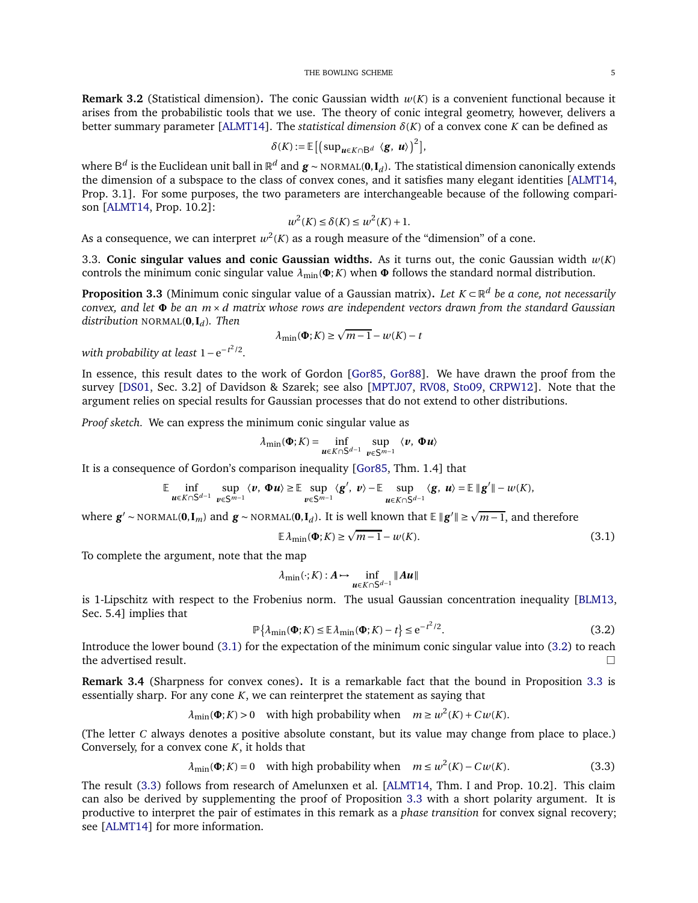**Remark 3.2** (Statistical dimension)**.** The conic Gaussian width $w(K)$ is a convenient functional because it arises from the probabilistic tools that we use. The theory of conic integral geometry, however, delivers a better summary parameter [ALMT14]. The *statistical dimension* $\delta(K)$ of a convex cone $K$ can be defined as

$$\delta(K) := \mathbb{E}\big[\big(\sup_{\boldsymbol{u}\in K\cap \mathsf{B}^d} \langle \boldsymbol{g},\ \boldsymbol{u}\rangle\big)^2\big],$$

where $\mathsf{B}^d$ is the Euclidean unit ball in $\mathbb{R}^d$ and $\boldsymbol{g} \sim \textsc{normal}(\mathbf{0}, \mathbf{I}_d)$. The statistical dimension canonically extends the dimension of a subspace to the class of convex cones, and it satisfies many elegant identities [ALMT14, Prop. 3.1]. For some purposes, the two parameters are interchangeable because of the following comparison [ALMT14, Prop. 10.2]:

$$w^2(K) \le \delta(K) \le w^2(K) + 1.$$

As a consequence, we can interpret $w^2(K)$ as a rough measure of the "dimension" of a cone.

3.3. **Conic singular values and conic Gaussian widths.** As it turns out, the conic Gaussian width $w(K)$ controls the minimum conic singular value $\lambda_{\min}(\boldsymbol{\Phi}; K)$ when $\boldsymbol{\Phi}$ follows the standard normal distribution.

**Proposition 3.3** (Minimum conic singular value of a Gaussian matrix)**.** *Let $K \subset \mathbb{R}^d$ be a cone, not necessarily convex, and let $\boldsymbol{\Phi}$ be an $m \times d$ matrix whose rows are independent vectors drawn from the standard Gaussian distribution* $\textsc{normal}(\mathbf{0}, \mathbf{I}_d)$*. Then*

$$\lambda_{\min}(\boldsymbol{\Phi}; K) \ge \sqrt{m-1} - w(K) - t$$

*with probability at least* $1 - \mathrm{e}^{-t^2/2}$.

In essence, this result dates to the work of Gordon [Gor85, Gor88]. We have drawn the proof from the survey [DS01, Sec. 3.2] of Davidson & Szarek; see also [MPTJ07, RV08, Sto09, CRPW12]. Note that the argument relies on special results for Gaussian processes that do not extend to other distributions.

*Proof sketch.* We can express the minimum conic singular value as

$$\lambda_{\min}(\boldsymbol{\Phi}; K) = \inf_{\boldsymbol{u}\in K\cap \mathsf{S}^{d-1}} \ \sup_{\boldsymbol{v}\in \mathsf{S}^{m-1}} \ \langle \boldsymbol{v},\ \boldsymbol{\Phi}\boldsymbol{u}\rangle$$

It is a consequence of Gordon's comparison inequality [Gor85, Thm. 1.4] that

$$\mathbb{E} \inf_{\boldsymbol{u}\in K\cap \mathsf{S}^{d-1}} \ \sup_{\boldsymbol{v}\in \mathsf{S}^{m-1}} \ \langle \boldsymbol{v},\ \boldsymbol{\Phi}\boldsymbol{u}\rangle \ge \mathbb{E} \sup_{\boldsymbol{v}\in \mathsf{S}^{m-1}} \langle \boldsymbol{g}',\ \boldsymbol{v}\rangle - \mathbb{E} \sup_{\boldsymbol{u}\in K\cap \mathsf{S}^{d-1}} \langle \boldsymbol{g},\ \boldsymbol{u}\rangle = \mathbb{E}\,\|\boldsymbol{g}'\| - w(K),$$

where $\boldsymbol{g}' \sim \textsc{normal}(\mathbf{0}, \mathbf{I}_m)$ and $\boldsymbol{g} \sim \textsc{normal}(\mathbf{0}, \mathbf{I}_d)$. It is well known that $\mathbb{E}\,\|\boldsymbol{g}'\| \ge \sqrt{m-1}$, and therefore

$$\mathbb{E}\,\lambda_{\min}(\boldsymbol{\Phi}; K) \ge \sqrt{m-1} - w(K). \tag{3.1}$$

To complete the argument, note that the map

$$\lambda_{\min}(\cdot\,; K) : \boldsymbol{A} \mapsto \inf_{\boldsymbol{u}\in K\cap \mathsf{S}^{d-1}} \|\boldsymbol{A}\boldsymbol{u}\|$$

is 1-Lipschitz with respect to the Frobenius norm. The usual Gaussian concentration inequality [BLM13, Sec. 5.4] implies that

$$\mathbb{P}\big\{\lambda_{\min}(\boldsymbol{\Phi}; K) \le \mathbb{E}\,\lambda_{\min}(\boldsymbol{\Phi}; K) - t\big\} \le \mathrm{e}^{-t^2/2}. \tag{3.2}$$

Introduce the lower bound (3.1) for the expectation of the minimum conic singular value into (3.2) to reach the advertised result. $\square$

**Remark 3.4** (Sharpness for convex cones)**.** It is a remarkable fact that the bound in Proposition 3.3 is essentially sharp. For any cone $K$, we can reinterpret the statement as saying that

$$\lambda_{\min}(\boldsymbol{\Phi}; K) > 0 \quad \text{with high probability when} \quad m \ge w^2(K) + C\,w(K).$$

(The letter $C$ always denotes a positive absolute constant, but its value may change from place to place.) Conversely, for a convex cone $K$, it holds that

$$\lambda_{\min}(\boldsymbol{\Phi}; K) = 0 \quad \text{with high probability when} \quad m \le w^2(K) - C\,w(K). \tag{3.3}$$

The result (3.3) follows from research of Amelunxen et al. [ALMT14, Thm. I and Prop. 10.2]. This claim can also be derived by supplementing the proof of Proposition 3.3 with a short polarity argument. It is productive to interpret the pair of estimates in this remark as a *phase transition* for convex signal recovery; see [ALMT14] for more information.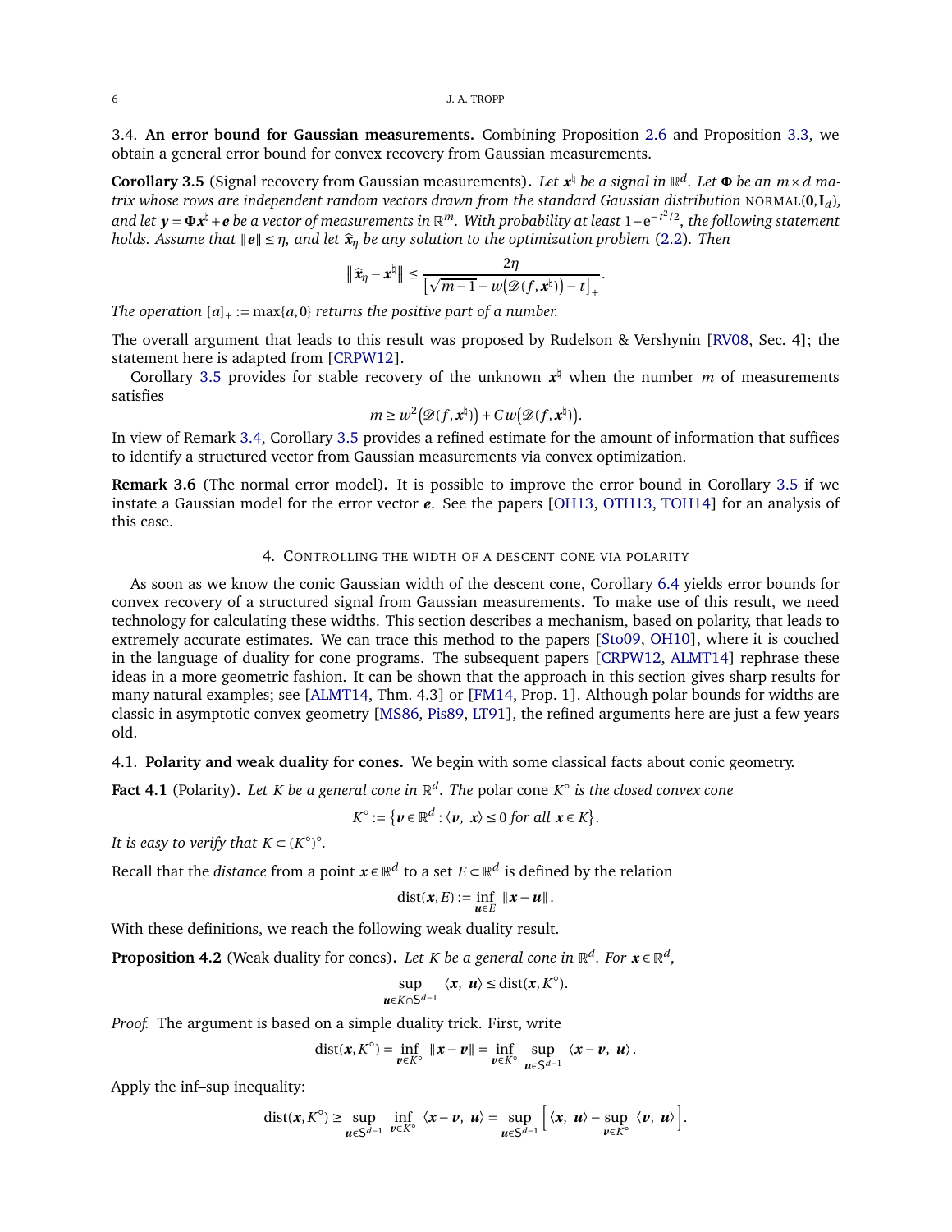### 3.4. An error bound for Gaussian measurements.

Combining Proposition 2.6 and Proposition 3.3, we obtain a general error bound for convex recovery from Gaussian measurements.

**Corollary 3.5** (Signal recovery from Gaussian measurements)**.** *Let $\boldsymbol{x}^\natural$ be a signal in $\mathbb{R}^d$. Let $\boldsymbol{\Phi}$ be an $m \times d$ matrix whose rows are independent random vectors drawn from the standard Gaussian distribution* $\textsc{normal}(\boldsymbol{0}, \mathbf{I}_d)$*, and let $\boldsymbol{y} = \boldsymbol{\Phi}\boldsymbol{x}^\natural + \boldsymbol{e}$ be a vector of measurements in $\mathbb{R}^m$. With probability at least $1 - \mathrm{e}^{-t^2/2}$, the following statement holds. Assume that $\|\boldsymbol{e}\| \le \eta$, and let $\widehat{\boldsymbol{x}}_\eta$ be any solution to the optimization problem (2.2). Then*

$$\left\| \widehat{\boldsymbol{x}}_\eta - \boldsymbol{x}^\natural \right\| \le \frac{2\eta}{\left[\sqrt{m-1} - w\big(\mathscr{D}(f, \boldsymbol{x}^\natural)\big) - t\right]_+}.$$

*The operation $[a]_+ := \max\{a, 0\}$ returns the positive part of a number.*

The overall argument that leads to this result was proposed by Rudelson & Vershynin [RV08, Sec. 4]; the statement here is adapted from [CRPW12].

Corollary 3.5 provides for stable recovery of the unknown $\boldsymbol{x}^\natural$ when the number $m$ of measurements satisfies

$$m \ge w^2\big(\mathscr{D}(f, \boldsymbol{x}^\natural)\big) + C\, w\big(\mathscr{D}(f, \boldsymbol{x}^\natural)\big).$$

In view of Remark 3.4, Corollary 3.5 provides a refined estimate for the amount of information that suffices to identify a structured vector from Gaussian measurements via convex optimization.

**Remark 3.6** (The normal error model)**.** It is possible to improve the error bound in Corollary 3.5 if we instate a Gaussian model for the error vector $\boldsymbol{e}$. See the papers [OH13, OTH13, TOH14] for an analysis of this case.

## 4. Controlling the width of a descent cone via polarity

As soon as we know the conic Gaussian width of the descent cone, Corollary 6.4 yields error bounds for convex recovery of a structured signal from Gaussian measurements. To make use of this result, we need technology for calculating these widths. This section describes a mechanism, based on polarity, that leads to extremely accurate estimates. We can trace this method to the papers [Sto09, OH10], where it is couched in the language of duality for cone programs. The subsequent papers [CRPW12, ALMT14] rephrase these ideas in a more geometric fashion. It can be shown that the approach in this section gives sharp results for many natural examples; see [ALMT14, Thm. 4.3] or [FM14, Prop. 1]. Although polar bounds for widths are classic in asymptotic convex geometry [MS86, Pis89, LT91], the refined arguments here are just a few years old.

### 4.1. Polarity and weak duality for cones.

We begin with some classical facts about conic geometry.

**Fact 4.1** (Polarity)**.** *Let $K$ be a general cone in $\mathbb{R}^d$. The* polar cone *$K^\circ$ is the closed convex cone*

$$K^\circ := \left\{ \boldsymbol{v} \in \mathbb{R}^d : \langle \boldsymbol{v},\ \boldsymbol{x} \rangle \le 0 \text{ for all } \boldsymbol{x} \in K \right\}.$$

*It is easy to verify that $K \subset (K^\circ)^\circ$.*

Recall that the *distance* from a point $\boldsymbol{x} \in \mathbb{R}^d$ to a set $E \subset \mathbb{R}^d$ is defined by the relation

$$\operatorname{dist}(\boldsymbol{x}, E) := \inf_{\boldsymbol{u} \in E} \ \|\boldsymbol{x} - \boldsymbol{u}\|.$$

With these definitions, we reach the following weak duality result.

**Proposition 4.2** (Weak duality for cones)**.** *Let $K$ be a general cone in $\mathbb{R}^d$. For $\boldsymbol{x} \in \mathbb{R}^d$,*

$$\sup_{\boldsymbol{u} \in K \cap \mathsf{S}^{d-1}} \ \langle \boldsymbol{x},\ \boldsymbol{u} \rangle \le \operatorname{dist}(\boldsymbol{x}, K^\circ).$$

*Proof.* The argument is based on a simple duality trick. First, write

$$\operatorname{dist}(\boldsymbol{x}, K^\circ) = \inf_{\boldsymbol{v} \in K^\circ} \ \|\boldsymbol{x} - \boldsymbol{v}\| = \inf_{\boldsymbol{v} \in K^\circ} \ \sup_{\boldsymbol{u} \in \mathsf{S}^{d-1}} \ \langle \boldsymbol{x} - \boldsymbol{v},\ \boldsymbol{u} \rangle.$$

Apply the inf–sup inequality:

$$\operatorname{dist}(\boldsymbol{x}, K^\circ) \ge \sup_{\boldsymbol{u} \in \mathsf{S}^{d-1}} \ \inf_{\boldsymbol{v} \in K^\circ} \ \langle \boldsymbol{x} - \boldsymbol{v},\ \boldsymbol{u} \rangle = \sup_{\boldsymbol{u} \in \mathsf{S}^{d-1}} \left[ \langle \boldsymbol{x},\ \boldsymbol{u} \rangle - \sup_{\boldsymbol{v} \in K^\circ} \ \langle \boldsymbol{v},\ \boldsymbol{u} \rangle \right].$$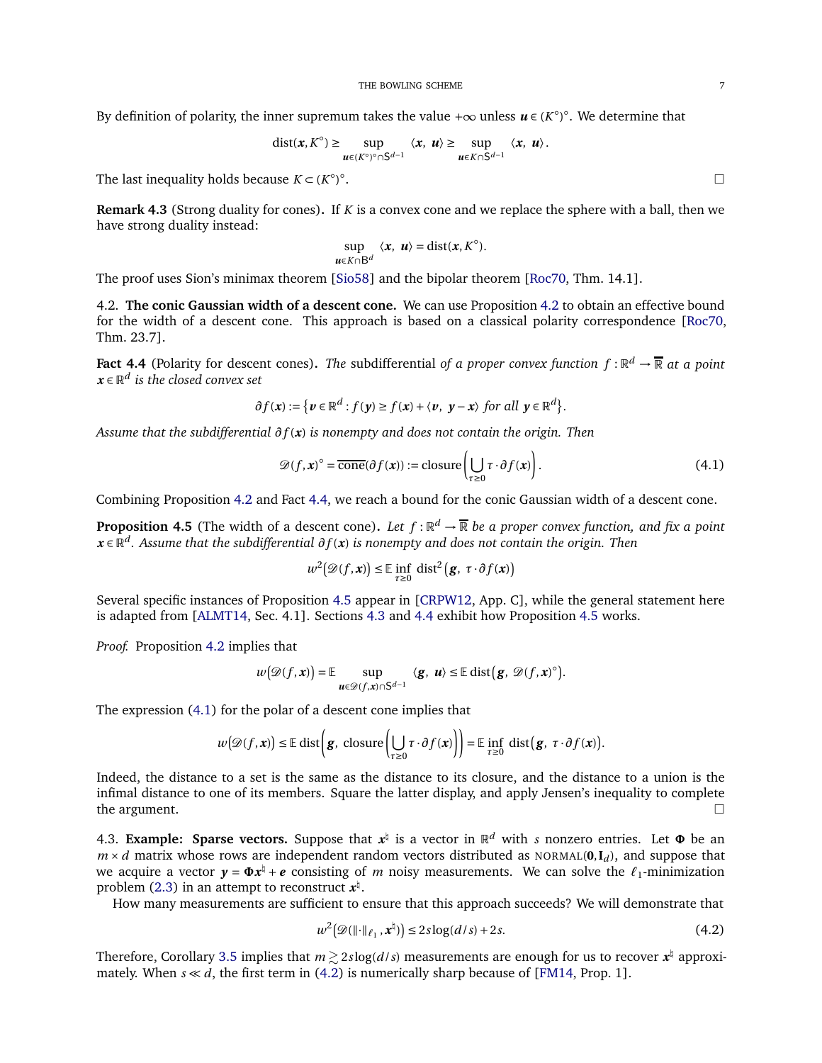By definition of polarity, the inner supremum takes the value $+\infty$ unless $\boldsymbol{u} \in (K^\circ)^\circ$. We determine that

$$\operatorname{dist}(\boldsymbol{x}, K^\circ) \geq \sup_{\boldsymbol{u} \in (K^\circ)^\circ \cap \mathsf{S}^{d-1}} \langle \boldsymbol{x},\ \boldsymbol{u} \rangle \geq \sup_{\boldsymbol{u} \in K \cap \mathsf{S}^{d-1}} \langle \boldsymbol{x},\ \boldsymbol{u} \rangle.$$

The last inequality holds because $K \subset (K^\circ)^\circ$. □

**Remark 4.3** (Strong duality for cones)**.** If $K$ is a convex cone and we replace the sphere with a ball, then we have strong duality instead:

$$\sup_{\boldsymbol{u} \in K \cap \mathsf{B}^d} \langle \boldsymbol{x},\ \boldsymbol{u} \rangle = \operatorname{dist}(\boldsymbol{x}, K^\circ).$$

The proof uses Sion's minimax theorem [Sio58] and the bipolar theorem [Roc70, Thm. 14.1].

4.2. **The conic Gaussian width of a descent cone.** We can use Proposition 4.2 to obtain an effective bound for the width of a descent cone. This approach is based on a classical polarity correspondence [Roc70, Thm. 23.7].

**Fact 4.4** (Polarity for descent cones)**.** *The* subdifferential *of a proper convex function $f : \mathbb{R}^d \to \overline{\mathbb{R}}$ at a point $\boldsymbol{x} \in \mathbb{R}^d$ is the closed convex set*

$$\partial f(\boldsymbol{x}) := \left\{ \boldsymbol{v} \in \mathbb{R}^d : f(\boldsymbol{y}) \geq f(\boldsymbol{x}) + \langle \boldsymbol{v},\ \boldsymbol{y} - \boldsymbol{x} \rangle \text{ for all } \boldsymbol{y} \in \mathbb{R}^d \right\}.$$

*Assume that the subdifferential $\partial f(\boldsymbol{x})$ is nonempty and does not contain the origin. Then*

$$\mathscr{D}(f, \boldsymbol{x})^\circ = \overline{\operatorname{cone}}(\partial f(\boldsymbol{x})) := \operatorname{closure}\left( \bigcup_{\tau \geq 0} \tau \cdot \partial f(\boldsymbol{x}) \right). \tag{4.1}$$

Combining Proposition 4.2 and Fact 4.4, we reach a bound for the conic Gaussian width of a descent cone.

**Proposition 4.5** (The width of a descent cone)**.** *Let $f : \mathbb{R}^d \to \overline{\mathbb{R}}$ be a proper convex function, and fix a point $\boldsymbol{x} \in \mathbb{R}^d$. Assume that the subdifferential $\partial f(\boldsymbol{x})$ is nonempty and does not contain the origin. Then*

$$w^2\big(\mathscr{D}(f, \boldsymbol{x})\big) \leq \mathbb{E} \inf_{\tau \geq 0} \operatorname{dist}^2\big(\boldsymbol{g},\ \tau \cdot \partial f(\boldsymbol{x})\big)$$

Several specific instances of Proposition 4.5 appear in [CRPW12, App. C], while the general statement here is adapted from [ALMT14, Sec. 4.1]. Sections 4.3 and 4.4 exhibit how Proposition 4.5 works.

*Proof.* Proposition 4.2 implies that

$$w\big(\mathscr{D}(f, \boldsymbol{x})\big) = \mathbb{E} \sup_{\boldsymbol{u} \in \mathscr{D}(f, \boldsymbol{x}) \cap \mathsf{S}^{d-1}} \langle \boldsymbol{g},\ \boldsymbol{u} \rangle \leq \mathbb{E} \operatorname{dist}\big(\boldsymbol{g},\ \mathscr{D}(f, \boldsymbol{x})^\circ\big).$$

The expression (4.1) for the polar of a descent cone implies that

$$w\big(\mathscr{D}(f, \boldsymbol{x})\big) \leq \mathbb{E} \operatorname{dist}\left( \boldsymbol{g},\ \operatorname{closure}\left( \bigcup_{\tau \geq 0} \tau \cdot \partial f(\boldsymbol{x}) \right) \right) = \mathbb{E} \inf_{\tau \geq 0} \operatorname{dist}\big(\boldsymbol{g},\ \tau \cdot \partial f(\boldsymbol{x})\big).$$

Indeed, the distance to a set is the same as the distance to its closure, and the distance to a union is the infimal distance to one of its members. Square the latter display, and apply Jensen's inequality to complete the argument. □

4.3. **Example: Sparse vectors.** Suppose that $\boldsymbol{x}^\natural$ is a vector in $\mathbb{R}^d$ with $s$ nonzero entries. Let $\boldsymbol{\Phi}$ be an $m \times d$ matrix whose rows are independent random vectors distributed as $\textsc{normal}(\boldsymbol{0}, \mathbf{I}_d)$, and suppose that we acquire a vector $\boldsymbol{y} = \boldsymbol{\Phi}\boldsymbol{x}^\natural + \boldsymbol{e}$ consisting of $m$ noisy measurements. We can solve the $\ell_1$-minimization problem (2.3) in an attempt to reconstruct $\boldsymbol{x}^\natural$.

How many measurements are sufficient to ensure that this approach succeeds? We will demonstrate that

$$w^2\big(\mathscr{D}(\|\cdot\|_{\ell_1}, \boldsymbol{x}^\natural)\big) \leq 2s \log(d/s) + 2s. \tag{4.2}$$

Therefore, Corollary 3.5 implies that $m \gtrsim 2s\log(d/s)$ measurements are enough for us to recover $\boldsymbol{x}^\natural$ approximately. When $s \ll d$, the first term in (4.2) is numerically sharp because of [FM14, Prop. 1].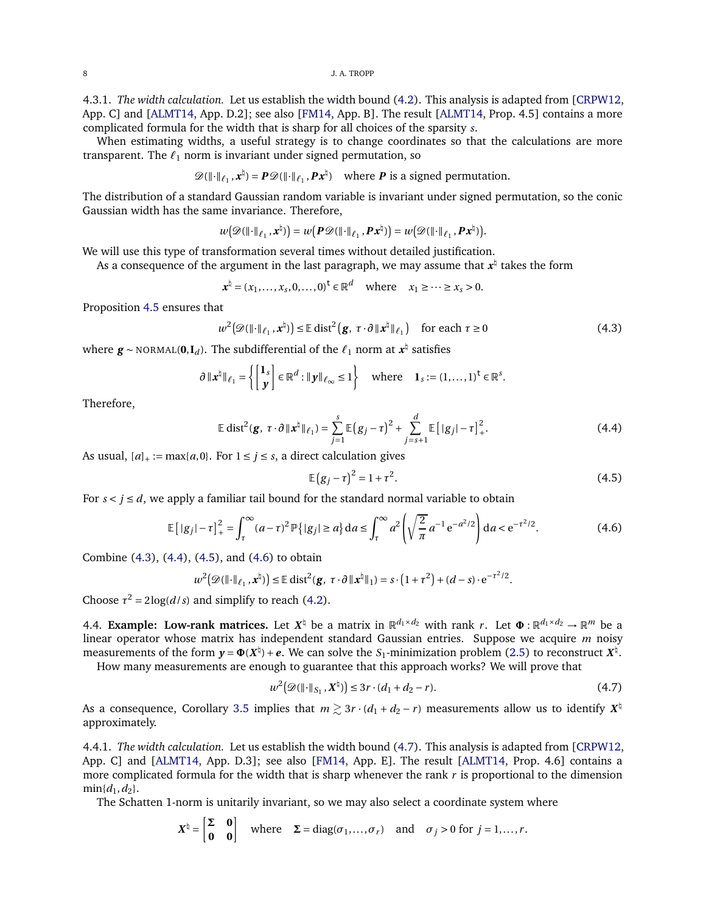4.3.1. *The width calculation.* Let us establish the width bound (4.2). This analysis is adapted from [CRPW12, App. C] and [ALMT14, App. D.2]; see also [FM14, App. B]. The result [ALMT14, Prop. 4.5] contains a more complicated formula for the width that is sharp for all choices of the sparsity $s$.

When estimating widths, a useful strategy is to change coordinates so that the calculations are more transparent. The $\ell_1$ norm is invariant under signed permutation, so

$$\mathscr{D}(\|\cdot\|_{\ell_1}, \boldsymbol{x}^\natural) = \boldsymbol{P}\mathscr{D}(\|\cdot\|_{\ell_1}, \boldsymbol{P}\boldsymbol{x}^\natural) \quad \text{where } \boldsymbol{P} \text{ is a signed permutation.}$$

The distribution of a standard Gaussian random variable is invariant under signed permutation, so the conic Gaussian width has the same invariance. Therefore,

$$w\big(\mathscr{D}(\|\cdot\|_{\ell_1}, \boldsymbol{x}^\natural)\big) = w\big(\boldsymbol{P}\mathscr{D}(\|\cdot\|_{\ell_1}, \boldsymbol{P}\boldsymbol{x}^\natural)\big) = w\big(\mathscr{D}(\|\cdot\|_{\ell_1}, \boldsymbol{P}\boldsymbol{x}^\natural)\big).$$

We will use this type of transformation several times without detailed justification.

As a consequence of the argument in the last paragraph, we may assume that $\boldsymbol{x}^\natural$ takes the form

$$\boldsymbol{x}^\natural = (x_1, \dots, x_s, 0, \dots, 0)^{\mathsf{t}} \in \mathbb{R}^d \quad \text{where} \quad x_1 \geq \dots \geq x_s > 0.$$

Proposition 4.5 ensures that

$$w^2\big(\mathscr{D}(\|\cdot\|_{\ell_1}, \boldsymbol{x}^\natural)\big) \leq \mathbb{E}\, \mathrm{dist}^2\big(\boldsymbol{g},\ \tau \cdot \partial \|\boldsymbol{x}^\natural\|_{\ell_1}\big) \quad \text{for each } \tau \geq 0 \tag{4.3}$$

where $\boldsymbol{g} \sim \textsc{normal}(\boldsymbol{0}, \mathbf{I}_d)$. The subdifferential of the $\ell_1$ norm at $\boldsymbol{x}^\natural$ satisfies

$$\partial \|\boldsymbol{x}^\natural\|_{\ell_1} = \left\{ \begin{bmatrix} \mathbf{1}_s \\ \boldsymbol{y} \end{bmatrix} \in \mathbb{R}^d : \|\boldsymbol{y}\|_{\ell_\infty} \leq 1 \right\} \quad \text{where} \quad \mathbf{1}_s := (1, \dots, 1)^{\mathsf{t}} \in \mathbb{R}^s.$$

Therefore,

$$\mathbb{E}\, \mathrm{dist}^2(\boldsymbol{g},\ \tau \cdot \partial \|\boldsymbol{x}^\natural\|_{\ell_1}) = \sum_{j=1}^{s} \mathbb{E}\big(g_j - \tau\big)^2 + \sum_{j=s+1}^{d} \mathbb{E}\big[\,|g_j| - \tau\big]_+^2. \tag{4.4}$$

As usual, $[a]_+ := \max\{a, 0\}$. For $1 \leq j \leq s$, a direct calculation gives

$$\mathbb{E}\big(g_j - \tau\big)^2 = 1 + \tau^2. \tag{4.5}$$

For $s < j \leq d$, we apply a familiar tail bound for the standard normal variable to obtain

$$\mathbb{E}\big[\,|g_j| - \tau\big]_+^2 = \int_\tau^\infty (a - \tau)^2\, \mathbb{P}\big\{|g_j| \geq a\big\}\, \mathrm{d}a \leq \int_\tau^\infty a^2 \left( \sqrt{\frac{2}{\pi}}\, a^{-1} \mathrm{e}^{-a^2/2} \right) \mathrm{d}a < \mathrm{e}^{-\tau^2/2}. \tag{4.6}$$

Combine (4.3), (4.4), (4.5), and (4.6) to obtain

$$w^2\big(\mathscr{D}(\|\cdot\|_{\ell_1}, \boldsymbol{x}^\natural)\big) \leq \mathbb{E}\, \mathrm{dist}^2(\boldsymbol{g},\ \tau \cdot \partial \|\boldsymbol{x}^\natural\|_1) = s \cdot \big(1 + \tau^2\big) + (d - s) \cdot \mathrm{e}^{-\tau^2/2}.$$

Choose $\tau^2 = 2\log(d/s)$ and simplify to reach (4.2).

4.4. **Example: Low-rank matrices.** Let $\boldsymbol{X}^\natural$ be a matrix in $\mathbb{R}^{d_1 \times d_2}$ with rank $r$. Let $\boldsymbol{\Phi} : \mathbb{R}^{d_1 \times d_2} \to \mathbb{R}^m$ be a linear operator whose matrix has independent standard Gaussian entries. Suppose we acquire $m$ noisy measurements of the form $\boldsymbol{y} = \boldsymbol{\Phi}(\boldsymbol{X}^\natural) + \boldsymbol{e}$. We can solve the $S_1$-minimization problem (2.5) to reconstruct $\boldsymbol{X}^\natural$.

How many measurements are enough to guarantee that this approach works? We will prove that

$$w^2\big(\mathscr{D}(\|\cdot\|_{S_1}, \boldsymbol{X}^\natural)\big) \leq 3r \cdot (d_1 + d_2 - r). \tag{4.7}$$

As a consequence, Corollary 3.5 implies that $m \gtrsim 3r \cdot (d_1 + d_2 - r)$ measurements allow us to identify $\boldsymbol{X}^\natural$ approximately.

4.4.1. *The width calculation.* Let us establish the width bound (4.7). This analysis is adapted from [CRPW12, App. C] and [ALMT14, App. D.3]; see also [FM14, App. E]. The result [ALMT14, Prop. 4.6] contains a more complicated formula for the width that is sharp whenever the rank $r$ is proportional to the dimension $\min\{d_1, d_2\}$.

The Schatten 1-norm is unitarily invariant, so we may also select a coordinate system where

$$\boldsymbol{X}^\natural = \begin{bmatrix} \boldsymbol{\Sigma} & \boldsymbol{0} \\ \boldsymbol{0} & \boldsymbol{0} \end{bmatrix} \quad \text{where} \quad \boldsymbol{\Sigma} = \mathrm{diag}(\sigma_1, \dots, \sigma_r) \quad \text{and} \quad \sigma_j > 0 \text{ for } j = 1, \dots, r.$$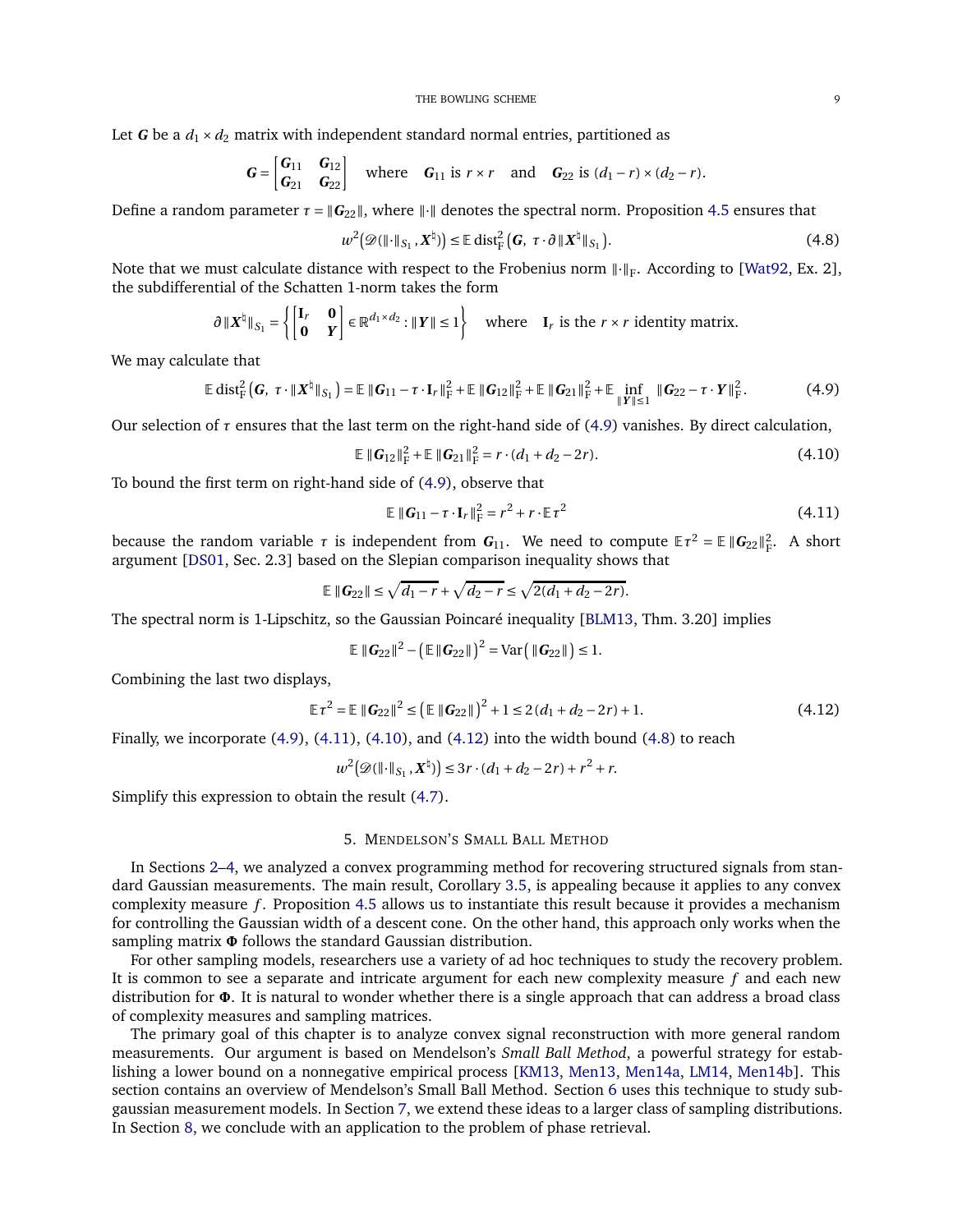Let $\boldsymbol{G}$ be a $d_1 \times d_2$ matrix with independent standard normal entries, partitioned as

$$\boldsymbol{G} = \begin{bmatrix} \boldsymbol{G}_{11} & \boldsymbol{G}_{12} \\ \boldsymbol{G}_{21} & \boldsymbol{G}_{22} \end{bmatrix} \quad \text{where} \quad \boldsymbol{G}_{11} \text{ is } r \times r \quad \text{and} \quad \boldsymbol{G}_{22} \text{ is } (d_1 - r) \times (d_2 - r).$$

Define a random parameter $\tau = \|\boldsymbol{G}_{22}\|$, where $\|\cdot\|$ denotes the spectral norm. Proposition 4.5 ensures that

$$w^2\big(\mathscr{D}(\|\cdot\|_{S_1}, \boldsymbol{X}^\natural)\big) \le \mathbb{E}\,\mathrm{dist}_{\mathrm{F}}^2\big(\boldsymbol{G},\ \tau \cdot \partial \|\boldsymbol{X}^\natural\|_{S_1}\big). \tag{4.8}$$

Note that we must calculate distance with respect to the Frobenius norm $\|\cdot\|_{\mathrm{F}}$. According to [Wat92, Ex. 2], the subdifferential of the Schatten 1-norm takes the form

$$\partial \|\boldsymbol{X}^\natural\|_{S_1} = \left\{ \begin{bmatrix} \mathbf{I}_r & \mathbf{0} \\ \mathbf{0} & \boldsymbol{Y} \end{bmatrix} \in \mathbb{R}^{d_1 \times d_2} : \|\boldsymbol{Y}\| \le 1 \right\} \quad \text{where} \quad \mathbf{I}_r \text{ is the } r \times r \text{ identity matrix.}$$

We may calculate that

$$\mathbb{E}\,\mathrm{dist}_{\mathrm{F}}^2\big(\boldsymbol{G},\ \tau \cdot \|\boldsymbol{X}^\natural\|_{S_1}\big) = \mathbb{E}\,\|\boldsymbol{G}_{11} - \tau \cdot \mathbf{I}_r\|_{\mathrm{F}}^2 + \mathbb{E}\,\|\boldsymbol{G}_{12}\|_{\mathrm{F}}^2 + \mathbb{E}\,\|\boldsymbol{G}_{21}\|_{\mathrm{F}}^2 + \mathbb{E} \inf_{\|\boldsymbol{Y}\| \le 1} \|\boldsymbol{G}_{22} - \tau \cdot \boldsymbol{Y}\|_{\mathrm{F}}^2. \tag{4.9}$$

Our selection of $\tau$ ensures that the last term on the right-hand side of (4.9) vanishes. By direct calculation,

$$\mathbb{E}\,\|\boldsymbol{G}_{12}\|_{\mathrm{F}}^2 + \mathbb{E}\,\|\boldsymbol{G}_{21}\|_{\mathrm{F}}^2 = r \cdot (d_1 + d_2 - 2r). \tag{4.10}$$

To bound the first term on right-hand side of (4.9), observe that

$$\mathbb{E}\,\|\boldsymbol{G}_{11} - \tau \cdot \mathbf{I}_r\|_{\mathrm{F}}^2 = r^2 + r \cdot \mathbb{E}\,\tau^2 \tag{4.11}$$

because the random variable $\tau$ is independent from $\boldsymbol{G}_{11}$. We need to compute $\mathbb{E}\,\tau^2 = \mathbb{E}\,\|\boldsymbol{G}_{22}\|_{\mathrm{F}}^2$. A short argument [DS01, Sec. 2.3] based on the Slepian comparison inequality shows that

$$\mathbb{E}\,\|\boldsymbol{G}_{22}\| \le \sqrt{d_1 - r} + \sqrt{d_2 - r} \le \sqrt{2(d_1 + d_2 - 2r)}.$$

The spectral norm is 1-Lipschitz, so the Gaussian Poincaré inequality [BLM13, Thm. 3.20] implies

$$\mathbb{E}\,\|\boldsymbol{G}_{22}\|^2 - \big(\mathbb{E}\,\|\boldsymbol{G}_{22}\|\big)^2 = \mathrm{Var}\big(\|\boldsymbol{G}_{22}\|\big) \le 1.$$

Combining the last two displays,

$$\mathbb{E}\,\tau^2 = \mathbb{E}\,\|\boldsymbol{G}_{22}\|^2 \le \big(\mathbb{E}\,\|\boldsymbol{G}_{22}\|\big)^2 + 1 \le 2\,(d_1 + d_2 - 2r) + 1. \tag{4.12}$$

Finally, we incorporate (4.9), (4.11), (4.10), and (4.12) into the width bound (4.8) to reach

$$w^2\big(\mathscr{D}(\|\cdot\|_{S_1}, \boldsymbol{X}^\natural)\big) \le 3r \cdot (d_1 + d_2 - 2r) + r^2 + r.$$

Simplify this expression to obtain the result (4.7).

## 5. Mendelson's Small Ball Method

In Sections 2–4, we analyzed a convex programming method for recovering structured signals from standard Gaussian measurements. The main result, Corollary 3.5, is appealing because it applies to any convex complexity measure $f$. Proposition 4.5 allows us to instantiate this result because it provides a mechanism for controlling the Gaussian width of a descent cone. On the other hand, this approach only works when the sampling matrix $\boldsymbol{\Phi}$ follows the standard Gaussian distribution.

For other sampling models, researchers use a variety of ad hoc techniques to study the recovery problem. It is common to see a separate and intricate argument for each new complexity measure $f$ and each new distribution for $\boldsymbol{\Phi}$. It is natural to wonder whether there is a single approach that can address a broad class of complexity measures and sampling matrices.

The primary goal of this chapter is to analyze convex signal reconstruction with more general random measurements. Our argument is based on Mendelson's *Small Ball Method*, a powerful strategy for establishing a lower bound on a nonnegative empirical process [KM13, Men13, Men14a, LM14, Men14b]. This section contains an overview of Mendelson's Small Ball Method. Section 6 uses this technique to study subgaussian measurement models. In Section 7, we extend these ideas to a larger class of sampling distributions. In Section 8, we conclude with an application to the problem of phase retrieval.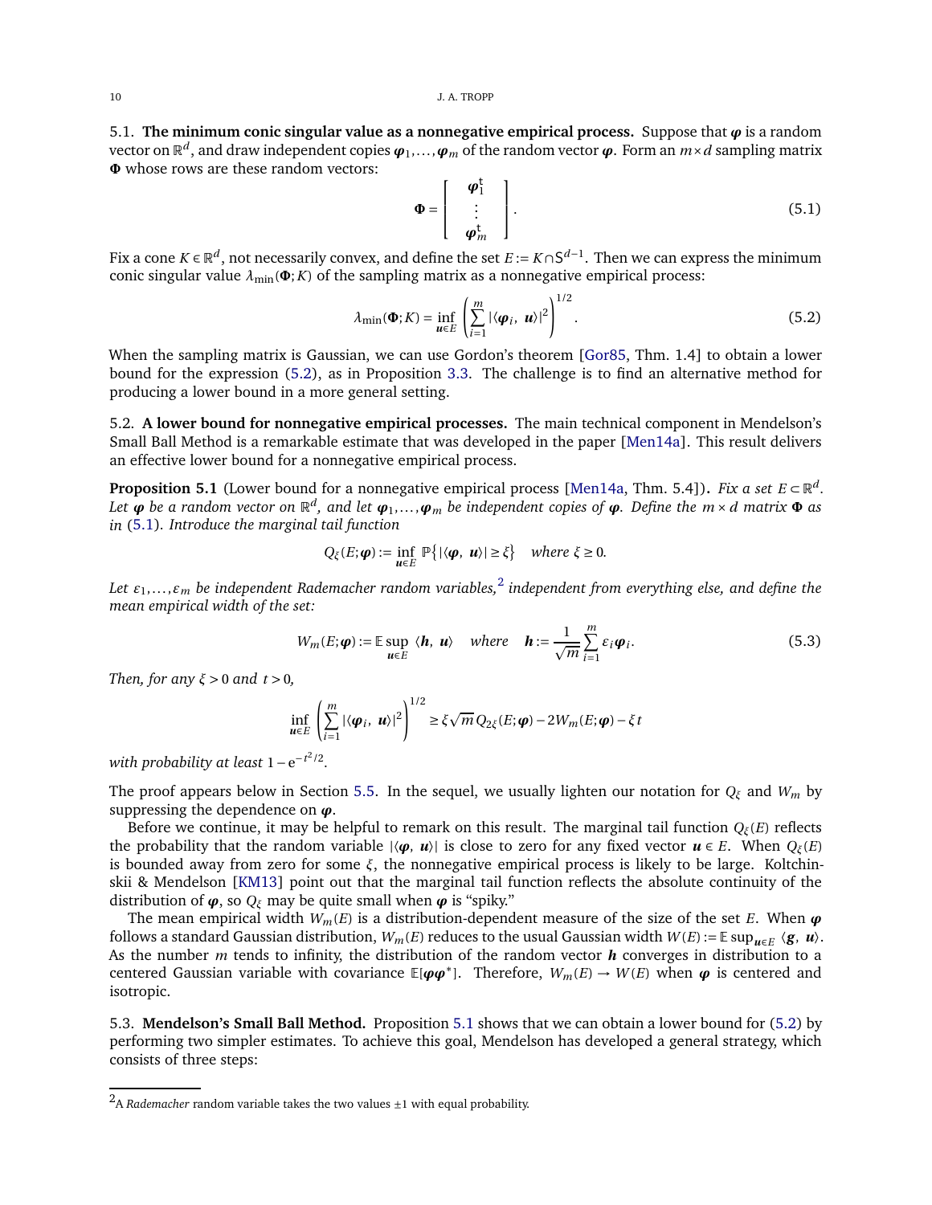5.1. **The minimum conic singular value as a nonnegative empirical process.** Suppose that $\boldsymbol{\varphi}$ is a random vector on $\mathbb{R}^d$, and draw independent copies $\boldsymbol{\varphi}_1, \dots, \boldsymbol{\varphi}_m$ of the random vector $\boldsymbol{\varphi}$. Form an $m \times d$ sampling matrix $\boldsymbol{\Phi}$ whose rows are these random vectors:

$$\boldsymbol{\Phi} = \begin{bmatrix} \boldsymbol{\varphi}_1^{\mathsf{t}} \\ \vdots \\ \boldsymbol{\varphi}_m^{\mathsf{t}} \end{bmatrix}. \tag{5.1}$$

Fix a cone $K \in \mathbb{R}^d$, not necessarily convex, and define the set $E := K \cap \mathsf{S}^{d-1}$. Then we can express the minimum conic singular value $\lambda_{\min}(\boldsymbol{\Phi}; K)$ of the sampling matrix as a nonnegative empirical process:

$$\lambda_{\min}(\boldsymbol{\Phi}; K) = \inf_{\boldsymbol{u} \in E} \left( \sum_{i=1}^{m} |\langle \boldsymbol{\varphi}_i, \ \boldsymbol{u} \rangle|^2 \right)^{1/2}. \tag{5.2}$$

When the sampling matrix is Gaussian, we can use Gordon's theorem [Gor85, Thm. 1.4] to obtain a lower bound for the expression (5.2), as in Proposition 3.3. The challenge is to find an alternative method for producing a lower bound in a more general setting.

5.2. **A lower bound for nonnegative empirical processes.** The main technical component in Mendelson's Small Ball Method is a remarkable estimate that was developed in the paper [Men14a]. This result delivers an effective lower bound for a nonnegative empirical process.

**Proposition 5.1** (Lower bound for a nonnegative empirical process [Men14a, Thm. 5.4])**.** *Fix a set $E \subset \mathbb{R}^d$. Let $\boldsymbol{\varphi}$ be a random vector on $\mathbb{R}^d$, and let $\boldsymbol{\varphi}_1, \dots, \boldsymbol{\varphi}_m$ be independent copies of $\boldsymbol{\varphi}$. Define the $m \times d$ matrix $\boldsymbol{\Phi}$ as in* (5.1)*. Introduce the marginal tail function*

$$Q_\xi(E; \boldsymbol{\varphi}) := \inf_{\boldsymbol{u} \in E} \mathbb{P}\left\{ |\langle \boldsymbol{\varphi}, \ \boldsymbol{u} \rangle| \geq \xi \right\} \quad \textit{where } \xi \geq 0.$$

*Let $\varepsilon_1, \dots, \varepsilon_m$ be independent Rademacher random variables,*[2] *independent from everything else, and define the mean empirical width of the set:*

$$W_m(E; \boldsymbol{\varphi}) := \mathbb{E} \sup_{\boldsymbol{u} \in E} \ \langle \boldsymbol{h}, \ \boldsymbol{u} \rangle \quad \textit{where} \quad \boldsymbol{h} := \frac{1}{\sqrt{m}} \sum_{i=1}^{m} \varepsilon_i \boldsymbol{\varphi}_i. \tag{5.3}$$

*Then, for any $\xi > 0$ and $t > 0$,*

$$\inf_{\boldsymbol{u} \in E} \left( \sum_{i=1}^{m} |\langle \boldsymbol{\varphi}_i, \ \boldsymbol{u} \rangle|^2 \right)^{1/2} \geq \xi \sqrt{m}\, Q_{2\xi}(E; \boldsymbol{\varphi}) - 2 W_m(E; \boldsymbol{\varphi}) - \xi t$$

*with probability at least $1 - \mathrm{e}^{-t^2/2}$.*

The proof appears below in Section 5.5. In the sequel, we usually lighten our notation for $Q_\xi$ and $W_m$ by suppressing the dependence on $\boldsymbol{\varphi}$.

Before we continue, it may be helpful to remark on this result. The marginal tail function $Q_\xi(E)$ reflects the probability that the random variable $|\langle \boldsymbol{\varphi}, \ \boldsymbol{u} \rangle|$ is close to zero for any fixed vector $\boldsymbol{u} \in E$. When $Q_\xi(E)$ is bounded away from zero for some $\xi$, the nonnegative empirical process is likely to be large. Koltchinskii & Mendelson [KM13] point out that the marginal tail function reflects the absolute continuity of the distribution of $\boldsymbol{\varphi}$, so $Q_\xi$ may be quite small when $\boldsymbol{\varphi}$ is "spiky."

The mean empirical width $W_m(E)$ is a distribution-dependent measure of the size of the set $E$. When $\boldsymbol{\varphi}$ follows a standard Gaussian distribution, $W_m(E)$ reduces to the usual Gaussian width $W(E) := \mathbb{E} \sup_{\boldsymbol{u} \in E} \ \langle \boldsymbol{g}, \ \boldsymbol{u} \rangle$. As the number $m$ tends to infinity, the distribution of the random vector $\boldsymbol{h}$ converges in distribution to a centered Gaussian variable with covariance $\mathbb{E}[\boldsymbol{\varphi}\boldsymbol{\varphi}^*]$. Therefore, $W_m(E) \to W(E)$ when $\boldsymbol{\varphi}$ is centered and isotropic.

5.3. **Mendelson's Small Ball Method.** Proposition 5.1 shows that we can obtain a lower bound for (5.2) by performing two simpler estimates. To achieve this goal, Mendelson has developed a general strategy, which consists of three steps:

---

[2] A *Rademacher* random variable takes the two values $\pm 1$ with equal probability.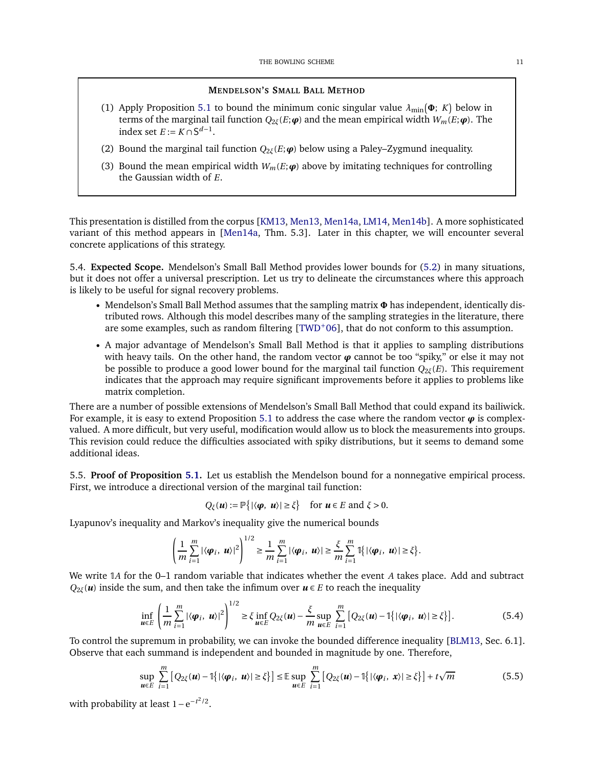**MENDELSON'S SMALL BALL METHOD**

(1) Apply Proposition 5.1 to bound the minimum conic singular value $\lambda_{\min}(\boldsymbol{\Phi};\ K)$ below in terms of the marginal tail function $Q_{2\xi}(E;\boldsymbol{\varphi})$ and the mean empirical width $W_m(E;\boldsymbol{\varphi})$. The index set $E := K \cap \mathsf{S}^{d-1}$.

(2) Bound the marginal tail function $Q_{2\xi}(E;\boldsymbol{\varphi})$ below using a Paley–Zygmund inequality.

(3) Bound the mean empirical width $W_m(E;\boldsymbol{\varphi})$ above by imitating techniques for controlling the Gaussian width of $E$.

This presentation is distilled from the corpus [KM13, Men13, Men14a, LM14, Men14b]. A more sophisticated variant of this method appears in [Men14a, Thm. 5.3]. Later in this chapter, we will encounter several concrete applications of this strategy.

5.4. **Expected Scope.** Mendelson's Small Ball Method provides lower bounds for (5.2) in many situations, but it does not offer a universal prescription. Let us try to delineate the circumstances where this approach is likely to be useful for signal recovery problems.

- Mendelson's Small Ball Method assumes that the sampling matrix $\boldsymbol{\Phi}$ has independent, identically distributed rows. Although this model describes many of the sampling strategies in the literature, there are some examples, such as random filtering [TWD+06], that do not conform to this assumption.
- A major advantage of Mendelson's Small Ball Method is that it applies to sampling distributions with heavy tails. On the other hand, the random vector $\boldsymbol{\varphi}$ cannot be too "spiky," or else it may not be possible to produce a good lower bound for the marginal tail function $Q_{2\xi}(E)$. This requirement indicates that the approach may require significant improvements before it applies to problems like matrix completion.

There are a number of possible extensions of Mendelson's Small Ball Method that could expand its bailiwick. For example, it is easy to extend Proposition 5.1 to address the case where the random vector $\boldsymbol{\varphi}$ is complex-valued. A more difficult, but very useful, modification would allow us to block the measurements into groups. This revision could reduce the difficulties associated with spiky distributions, but it seems to demand some additional ideas.

5.5. **Proof of Proposition 5.1.** Let us establish the Mendelson bound for a nonnegative empirical process. First, we introduce a directional version of the marginal tail function:

$$Q_\xi(\boldsymbol{u}) := \mathbb{P}\{|\langle \boldsymbol{\varphi},\ \boldsymbol{u}\rangle| \ge \xi\} \quad \text{for } \boldsymbol{u} \in E \text{ and } \xi > 0.$$

Lyapunov's inequality and Markov's inequality give the numerical bounds

$$\left(\frac{1}{m}\sum_{i=1}^m |\langle \boldsymbol{\varphi}_i,\ \boldsymbol{u}\rangle|^2\right)^{1/2} \ge \frac{1}{m}\sum_{i=1}^m |\langle \boldsymbol{\varphi}_i,\ \boldsymbol{u}\rangle| \ge \frac{\xi}{m}\sum_{i=1}^m \mathbb{1}\{|\langle \boldsymbol{\varphi}_i,\ \boldsymbol{u}\rangle| \ge \xi\}.$$

We write $\mathbb{1}A$ for the 0–1 random variable that indicates whether the event $A$ takes place. Add and subtract $Q_{2\xi}(\boldsymbol{u})$ inside the sum, and then take the infimum over $\boldsymbol{u} \in E$ to reach the inequality

$$\inf_{\boldsymbol{u}\in E}\left(\frac{1}{m}\sum_{i=1}^m |\langle \boldsymbol{\varphi}_i,\ \boldsymbol{u}\rangle|^2\right)^{1/2} \ge \xi \inf_{\boldsymbol{u}\in E} Q_{2\xi}(\boldsymbol{u}) - \frac{\xi}{m}\sup_{\boldsymbol{u}\in E}\sum_{i=1}^m \left[Q_{2\xi}(\boldsymbol{u}) - \mathbb{1}\{|\langle \boldsymbol{\varphi}_i,\ \boldsymbol{u}\rangle| \ge \xi\}\right]. \tag{5.4}$$

To control the supremum in probability, we can invoke the bounded difference inequality [BLM13, Sec. 6.1]. Observe that each summand is independent and bounded in magnitude by one. Therefore,

$$\sup_{\boldsymbol{u}\in E}\sum_{i=1}^m \left[Q_{2\xi}(\boldsymbol{u}) - \mathbb{1}\{|\langle \boldsymbol{\varphi}_i,\ \boldsymbol{u}\rangle| \ge \xi\}\right] \le \mathbb{E}\sup_{\boldsymbol{u}\in E}\sum_{i=1}^m \left[Q_{2\xi}(\boldsymbol{u}) - \mathbb{1}\{|\langle \boldsymbol{\varphi}_i,\ \boldsymbol{x}\rangle| \ge \xi\}\right] + t\sqrt{m} \tag{5.5}$$

with probability at least $1 - \mathrm{e}^{-t^2/2}$.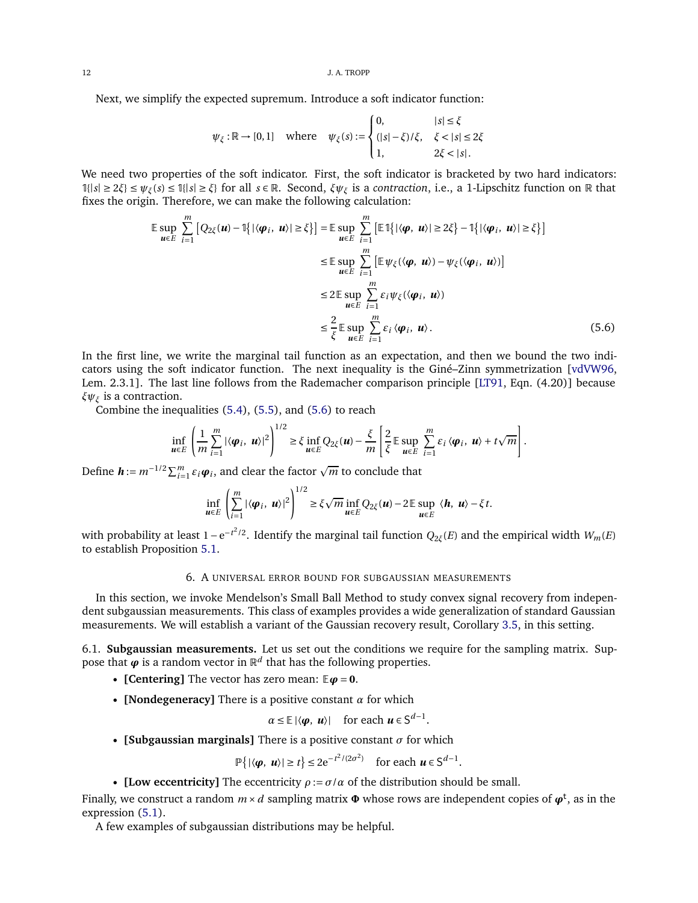Next, we simplify the expected supremum. Introduce a soft indicator function:

$$\psi_\xi : \mathbb{R} \to [0,1] \quad \text{where} \quad \psi_\xi(s) := \begin{cases} 0, & |s| \le \xi \\ (|s| - \xi)/\xi, & \xi < |s| \le 2\xi \\ 1, & 2\xi < |s|. \end{cases}$$

We need two properties of the soft indicator. First, the soft indicator is bracketed by two hard indicators: $\mathbb{1}\{|s| \ge 2\xi\} \le \psi_\xi(s) \le \mathbb{1}\{|s| \ge \xi\}$ for all $s \in \mathbb{R}$. Second, $\xi\psi_\xi$ is a *contraction*, i.e., a 1-Lipschitz function on $\mathbb{R}$ that fixes the origin. Therefore, we can make the following calculation:

$$\begin{aligned}
\mathbb{E} \sup_{\boldsymbol{u} \in E} \sum_{i=1}^m \left[ Q_{2\xi}(\boldsymbol{u}) - \mathbb{1}\{ |\langle \boldsymbol{\varphi}_i, \boldsymbol{u} \rangle| \ge \xi \} \right] &= \mathbb{E} \sup_{\boldsymbol{u} \in E} \sum_{i=1}^m \left[ \mathbb{E}\, \mathbb{1}\{ |\langle \boldsymbol{\varphi}, \boldsymbol{u} \rangle| \ge 2\xi \} - \mathbb{1}\{ |\langle \boldsymbol{\varphi}_i, \boldsymbol{u} \rangle| \ge \xi \} \right] \\
&\le \mathbb{E} \sup_{\boldsymbol{u} \in E} \sum_{i=1}^m \left[ \mathbb{E}\, \psi_\xi(\langle \boldsymbol{\varphi}, \boldsymbol{u} \rangle) - \psi_\xi(\langle \boldsymbol{\varphi}_i, \boldsymbol{u} \rangle) \right] \\
&\le 2\, \mathbb{E} \sup_{\boldsymbol{u} \in E} \sum_{i=1}^m \varepsilon_i \psi_\xi(\langle \boldsymbol{\varphi}_i, \boldsymbol{u} \rangle) \\
&\le \frac{2}{\xi} \mathbb{E} \sup_{\boldsymbol{u} \in E} \sum_{i=1}^m \varepsilon_i \langle \boldsymbol{\varphi}_i, \boldsymbol{u} \rangle. \qquad (5.6)
\end{aligned}$$

In the first line, we write the marginal tail function as an expectation, and then we bound the two indicators using the soft indicator function. The next inequality is the Giné–Zinn symmetrization [vdVW96, Lem. 2.3.1]. The last line follows from the Rademacher comparison principle [LT91, Eqn. (4.20)] because $\xi\psi_\xi$ is a contraction.

Combine the inequalities (5.4), (5.5), and (5.6) to reach

$$\inf_{\boldsymbol{u} \in E} \left( \frac{1}{m} \sum_{i=1}^m |\langle \boldsymbol{\varphi}_i, \boldsymbol{u} \rangle|^2 \right)^{1/2} \ge \xi \inf_{\boldsymbol{u} \in E} Q_{2\xi}(\boldsymbol{u}) - \frac{\xi}{m} \left[ \frac{2}{\xi} \mathbb{E} \sup_{\boldsymbol{u} \in E} \sum_{i=1}^m \varepsilon_i \langle \boldsymbol{\varphi}_i, \boldsymbol{u} \rangle + t\sqrt{m} \right].$$

Define $\boldsymbol{h} := m^{-1/2} \sum_{i=1}^m \varepsilon_i \boldsymbol{\varphi}_i$, and clear the factor $\sqrt{m}$ to conclude that

$$\inf_{\boldsymbol{u} \in E} \left( \sum_{i=1}^m |\langle \boldsymbol{\varphi}_i, \boldsymbol{u} \rangle|^2 \right)^{1/2} \ge \xi \sqrt{m} \inf_{\boldsymbol{u} \in E} Q_{2\xi}(\boldsymbol{u}) - 2\, \mathbb{E} \sup_{\boldsymbol{u} \in E} \langle \boldsymbol{h}, \boldsymbol{u} \rangle - \xi t.$$

with probability at least $1 - \mathrm{e}^{-t^2/2}$. Identify the marginal tail function $Q_{2\xi}(E)$ and the empirical width $W_m(E)$ to establish Proposition 5.1.

## 6. A universal error bound for subgaussian measurements

In this section, we invoke Mendelson's Small Ball Method to study convex signal recovery from independent subgaussian measurements. This class of examples provides a wide generalization of standard Gaussian measurements. We will establish a variant of the Gaussian recovery result, Corollary 3.5, in this setting.

### 6.1. Subgaussian measurements.

Let us set out the conditions we require for the sampling matrix. Suppose that $\boldsymbol{\varphi}$ is a random vector in $\mathbb{R}^d$ that has the following properties.

- **[Centering]** The vector has zero mean: $\mathbb{E}\boldsymbol{\varphi} = \boldsymbol{0}$.
- **[Nondegeneracy]** There is a positive constant $\alpha$ for which
$$\alpha \le \mathbb{E}\, |\langle \boldsymbol{\varphi}, \boldsymbol{u} \rangle| \quad \text{for each } \boldsymbol{u} \in \mathsf{S}^{d-1}.$$
- **[Subgaussian marginals]** There is a positive constant $\sigma$ for which
$$\mathbb{P}\left\{ |\langle \boldsymbol{\varphi}, \boldsymbol{u} \rangle| \ge t \right\} \le 2\mathrm{e}^{-t^2/(2\sigma^2)} \quad \text{for each } \boldsymbol{u} \in \mathsf{S}^{d-1}.$$
- **[Low eccentricity]** The eccentricity $\rho := \sigma/\alpha$ of the distribution should be small.

Finally, we construct a random $m \times d$ sampling matrix $\boldsymbol{\Phi}$ whose rows are independent copies of $\boldsymbol{\varphi}^{\mathsf{t}}$, as in the expression (5.1).

A few examples of subgaussian distributions may be helpful.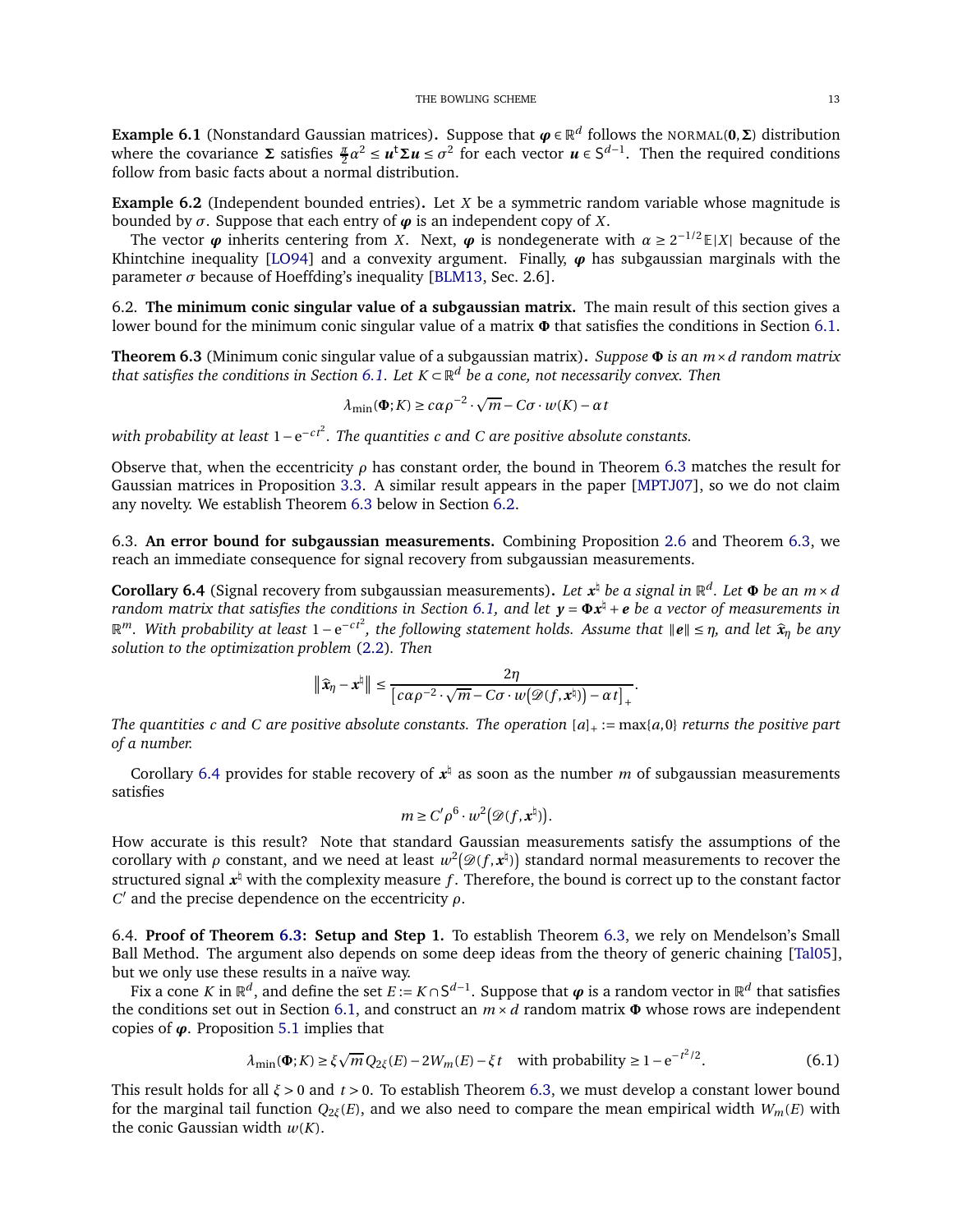**Example 6.1** (Nonstandard Gaussian matrices)**.** Suppose that $\boldsymbol{\varphi} \in \mathbb{R}^d$ follows the NORMAL$(\mathbf{0}, \boldsymbol{\Sigma})$ distribution where the covariance $\boldsymbol{\Sigma}$ satisfies $\frac{\pi}{2}\alpha^2 \le \boldsymbol{u}^{\mathsf{t}}\boldsymbol{\Sigma}\boldsymbol{u} \le \sigma^2$ for each vector $\boldsymbol{u} \in \mathsf{S}^{d-1}$. Then the required conditions follow from basic facts about a normal distribution.

**Example 6.2** (Independent bounded entries)**.** Let $X$ be a symmetric random variable whose magnitude is bounded by $\sigma$. Suppose that each entry of $\boldsymbol{\varphi}$ is an independent copy of $X$.

The vector $\boldsymbol{\varphi}$ inherits centering from $X$. Next, $\boldsymbol{\varphi}$ is nondegenerate with $\alpha \ge 2^{-1/2}\mathbb{E}|X|$ because of the Khintchine inequality [LO94] and a convexity argument. Finally, $\boldsymbol{\varphi}$ has subgaussian marginals with the parameter $\sigma$ because of Hoeffding's inequality [BLM13, Sec. 2.6].

6.2. **The minimum conic singular value of a subgaussian matrix.** The main result of this section gives a lower bound for the minimum conic singular value of a matrix $\boldsymbol{\Phi}$ that satisfies the conditions in Section 6.1.

**Theorem 6.3** (Minimum conic singular value of a subgaussian matrix)**.** *Suppose $\boldsymbol{\Phi}$ is an $m \times d$ random matrix that satisfies the conditions in Section 6.1. Let $K \subset \mathbb{R}^d$ be a cone, not necessarily convex. Then*

$$\lambda_{\min}(\boldsymbol{\Phi}; K) \ge c\alpha\rho^{-2} \cdot \sqrt{m} - C\sigma \cdot w(K) - \alpha t$$

*with probability at least $1 - \mathrm{e}^{-ct^2}$. The quantities $c$ and $C$ are positive absolute constants.*

Observe that, when the eccentricity $\rho$ has constant order, the bound in Theorem 6.3 matches the result for Gaussian matrices in Proposition 3.3. A similar result appears in the paper [MPTJ07], so we do not claim any novelty. We establish Theorem 6.3 below in Section 6.2.

6.3. **An error bound for subgaussian measurements.** Combining Proposition 2.6 and Theorem 6.3, we reach an immediate consequence for signal recovery from subgaussian measurements.

**Corollary 6.4** (Signal recovery from subgaussian measurements)**.** *Let $\boldsymbol{x}^\natural$ be a signal in $\mathbb{R}^d$. Let $\boldsymbol{\Phi}$ be an $m \times d$ random matrix that satisfies the conditions in Section 6.1, and let $\boldsymbol{y} = \boldsymbol{\Phi}\boldsymbol{x}^\natural + \boldsymbol{e}$ be a vector of measurements in $\mathbb{R}^m$. With probability at least $1 - \mathrm{e}^{-ct^2}$, the following statement holds. Assume that $\|\boldsymbol{e}\| \le \eta$, and let $\widehat{\boldsymbol{x}}_\eta$ be any solution to the optimization problem (2.2). Then*

$$\left\| \widehat{\boldsymbol{x}}_\eta - \boldsymbol{x}^\natural \right\| \le \frac{2\eta}{\left[ c\alpha\rho^{-2} \cdot \sqrt{m} - C\sigma \cdot w\big(\mathscr{D}(f, \boldsymbol{x}^\natural)\big) - \alpha t \right]_+}.$$

*The quantities $c$ and $C$ are positive absolute constants. The operation $[a]_+ := \max\{a, 0\}$ returns the positive part of a number.*

Corollary 6.4 provides for stable recovery of $\boldsymbol{x}^\natural$ as soon as the number $m$ of subgaussian measurements satisfies

$$m \ge C'\rho^6 \cdot w^2\big(\mathscr{D}(f, \boldsymbol{x}^\natural)\big).$$

How accurate is this result? Note that standard Gaussian measurements satisfy the assumptions of the corollary with $\rho$ constant, and we need at least $w^2\big(\mathscr{D}(f, \boldsymbol{x}^\natural)\big)$ standard normal measurements to recover the structured signal $\boldsymbol{x}^\natural$ with the complexity measure $f$. Therefore, the bound is correct up to the constant factor $C'$ and the precise dependence on the eccentricity $\rho$.

6.4. **Proof of Theorem 6.3: Setup and Step 1.** To establish Theorem 6.3, we rely on Mendelson's Small Ball Method. The argument also depends on some deep ideas from the theory of generic chaining [Tal05], but we only use these results in a naïve way.

Fix a cone $K$ in $\mathbb{R}^d$, and define the set $E := K \cap \mathsf{S}^{d-1}$. Suppose that $\boldsymbol{\varphi}$ is a random vector in $\mathbb{R}^d$ that satisfies the conditions set out in Section 6.1, and construct an $m \times d$ random matrix $\boldsymbol{\Phi}$ whose rows are independent copies of $\boldsymbol{\varphi}$. Proposition 5.1 implies that

$$\lambda_{\min}(\boldsymbol{\Phi}; K) \ge \xi\sqrt{m}\, Q_{2\xi}(E) - 2W_m(E) - \xi t \quad \text{with probability} \ge 1 - \mathrm{e}^{-t^2/2}. \tag{6.1}$$

This result holds for all $\xi > 0$ and $t > 0$. To establish Theorem 6.3, we must develop a constant lower bound for the marginal tail function $Q_{2\xi}(E)$, and we also need to compare the mean empirical width $W_m(E)$ with the conic Gaussian width $w(K)$.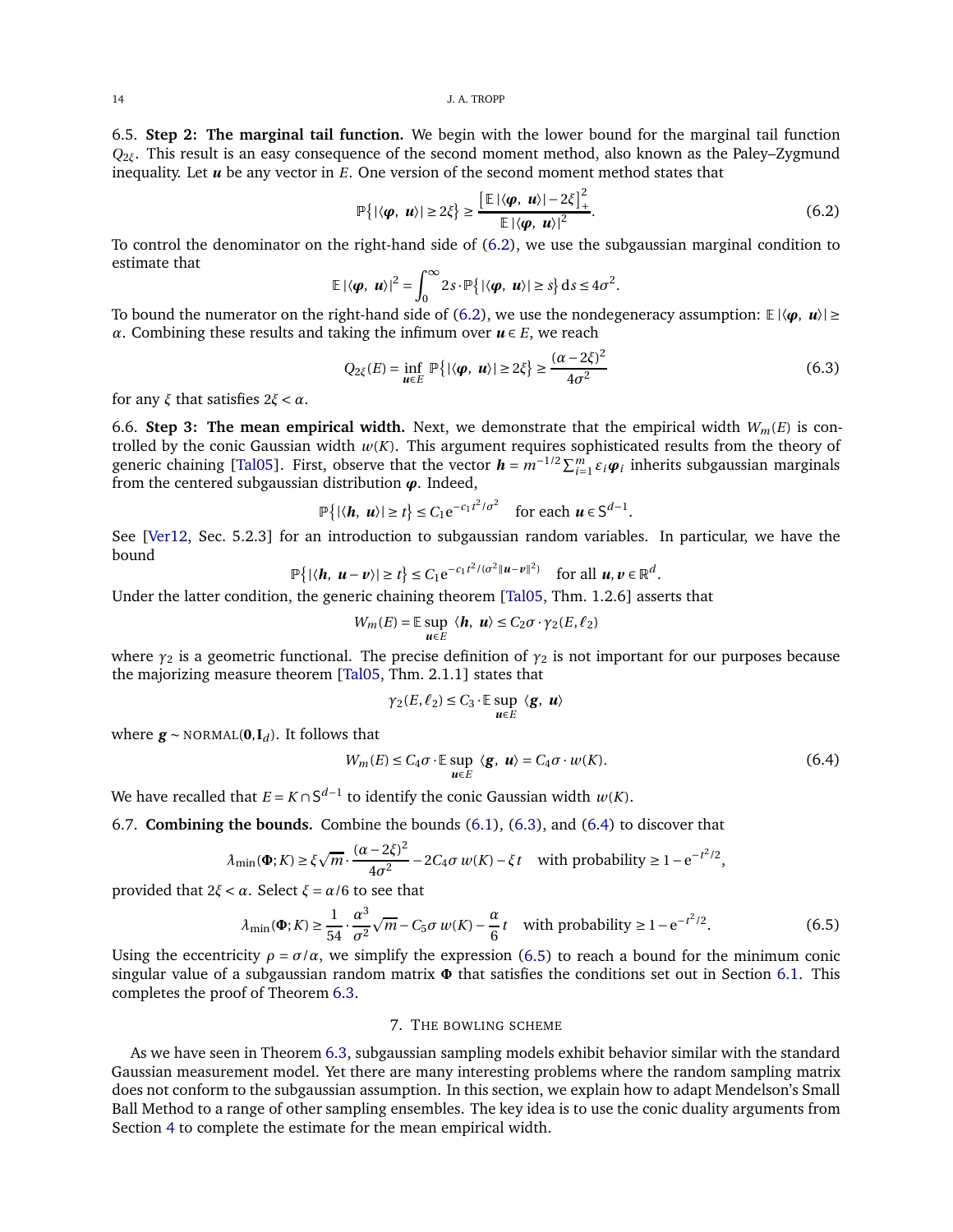6.5. **Step 2: The marginal tail function.** We begin with the lower bound for the marginal tail function $Q_{2\xi}$. This result is an easy consequence of the second moment method, also known as the Paley–Zygmund inequality. Let $\boldsymbol{u}$ be any vector in $E$. One version of the second moment method states that

$$\mathbb{P}\{|\langle \boldsymbol{\varphi},\ \boldsymbol{u}\rangle| \ge 2\xi\} \ge \frac{\left[\mathbb{E}\,|\langle \boldsymbol{\varphi},\ \boldsymbol{u}\rangle| - 2\xi\right]_+^2}{\mathbb{E}\,|\langle \boldsymbol{\varphi},\ \boldsymbol{u}\rangle|^2}. \tag{6.2}$$

To control the denominator on the right-hand side of (6.2), we use the subgaussian marginal condition to estimate that

$$\mathbb{E}\,|\langle \boldsymbol{\varphi},\ \boldsymbol{u}\rangle|^2 = \int_0^\infty 2s \cdot \mathbb{P}\{|\langle \boldsymbol{\varphi},\ \boldsymbol{u}\rangle| \ge s\}\,\mathrm{d}s \le 4\sigma^2.$$

To bound the numerator on the right-hand side of (6.2), we use the nondegeneracy assumption: $\mathbb{E}\,|\langle \boldsymbol{\varphi},\ \boldsymbol{u}\rangle| \ge \alpha$. Combining these results and taking the infimum over $\boldsymbol{u} \in E$, we reach

$$Q_{2\xi}(E) = \inf_{\boldsymbol{u}\in E}\ \mathbb{P}\{|\langle \boldsymbol{\varphi},\ \boldsymbol{u}\rangle| \ge 2\xi\} \ge \frac{(\alpha - 2\xi)^2}{4\sigma^2} \tag{6.3}$$

for any $\xi$ that satisfies $2\xi < \alpha$.

6.6. **Step 3: The mean empirical width.** Next, we demonstrate that the empirical width $W_m(E)$ is controlled by the conic Gaussian width $w(K)$. This argument requires sophisticated results from the theory of generic chaining [Tal05]. First, observe that the vector $\boldsymbol{h} = m^{-1/2}\sum_{i=1}^m \varepsilon_i \boldsymbol{\varphi}_i$ inherits subgaussian marginals from the centered subgaussian distribution $\boldsymbol{\varphi}$. Indeed,

$$\mathbb{P}\{|\langle \boldsymbol{h},\ \boldsymbol{u}\rangle| \ge t\} \le C_1 \mathrm{e}^{-c_1 t^2/\sigma^2} \quad \text{for each } \boldsymbol{u} \in \mathsf{S}^{d-1}.$$

See [Ver12, Sec. 5.2.3] for an introduction to subgaussian random variables. In particular, we have the bound

$$\mathbb{P}\{|\langle \boldsymbol{h},\ \boldsymbol{u} - \boldsymbol{v}\rangle| \ge t\} \le C_1 \mathrm{e}^{-c_1 t^2/(\sigma^2\|\boldsymbol{u}-\boldsymbol{v}\|^2)} \quad \text{for all } \boldsymbol{u}, \boldsymbol{v} \in \mathbb{R}^d.$$

Under the latter condition, the generic chaining theorem [Tal05, Thm. 1.2.6] asserts that

$$W_m(E) = \mathbb{E}\sup_{\boldsymbol{u}\in E}\ \langle \boldsymbol{h},\ \boldsymbol{u}\rangle \le C_2 \sigma \cdot \gamma_2(E, \ell_2)$$

where $\gamma_2$ is a geometric functional. The precise definition of $\gamma_2$ is not important for our purposes because the majorizing measure theorem [Tal05, Thm. 2.1.1] states that

$$\gamma_2(E, \ell_2) \le C_3 \cdot \mathbb{E}\sup_{\boldsymbol{u}\in E}\ \langle \boldsymbol{g},\ \boldsymbol{u}\rangle$$

where $\boldsymbol{g} \sim \textsc{normal}(\boldsymbol{0}, \mathbf{I}_d)$. It follows that

$$W_m(E) \le C_4 \sigma \cdot \mathbb{E}\sup_{\boldsymbol{u}\in E}\ \langle \boldsymbol{g},\ \boldsymbol{u}\rangle = C_4 \sigma \cdot w(K). \tag{6.4}$$

We have recalled that $E = K \cap \mathsf{S}^{d-1}$ to identify the conic Gaussian width $w(K)$.

6.7. **Combining the bounds.** Combine the bounds (6.1), (6.3), and (6.4) to discover that

$$\lambda_{\min}(\boldsymbol{\Phi}; K) \ge \xi\sqrt{m} \cdot \frac{(\alpha - 2\xi)^2}{4\sigma^2} - 2C_4 \sigma\, w(K) - \xi t \quad \text{with probability} \ge 1 - \mathrm{e}^{-t^2/2},$$

provided that $2\xi < \alpha$. Select $\xi = \alpha/6$ to see that

$$\lambda_{\min}(\boldsymbol{\Phi}; K) \ge \frac{1}{54} \cdot \frac{\alpha^3}{\sigma^2}\sqrt{m} - C_5 \sigma\, w(K) - \frac{\alpha}{6} t \quad \text{with probability} \ge 1 - \mathrm{e}^{-t^2/2}. \tag{6.5}$$

Using the eccentricity $\rho = \sigma/\alpha$, we simplify the expression (6.5) to reach a bound for the minimum conic singular value of a subgaussian random matrix $\boldsymbol{\Phi}$ that satisfies the conditions set out in Section 6.1. This completes the proof of Theorem 6.3.

## 7. The bowling scheme

As we have seen in Theorem 6.3, subgaussian sampling models exhibit behavior similar with the standard Gaussian measurement model. Yet there are many interesting problems where the random sampling matrix does not conform to the subgaussian assumption. In this section, we explain how to adapt Mendelson's Small Ball Method to a range of other sampling ensembles. The key idea is to use the conic duality arguments from Section 4 to complete the estimate for the mean empirical width.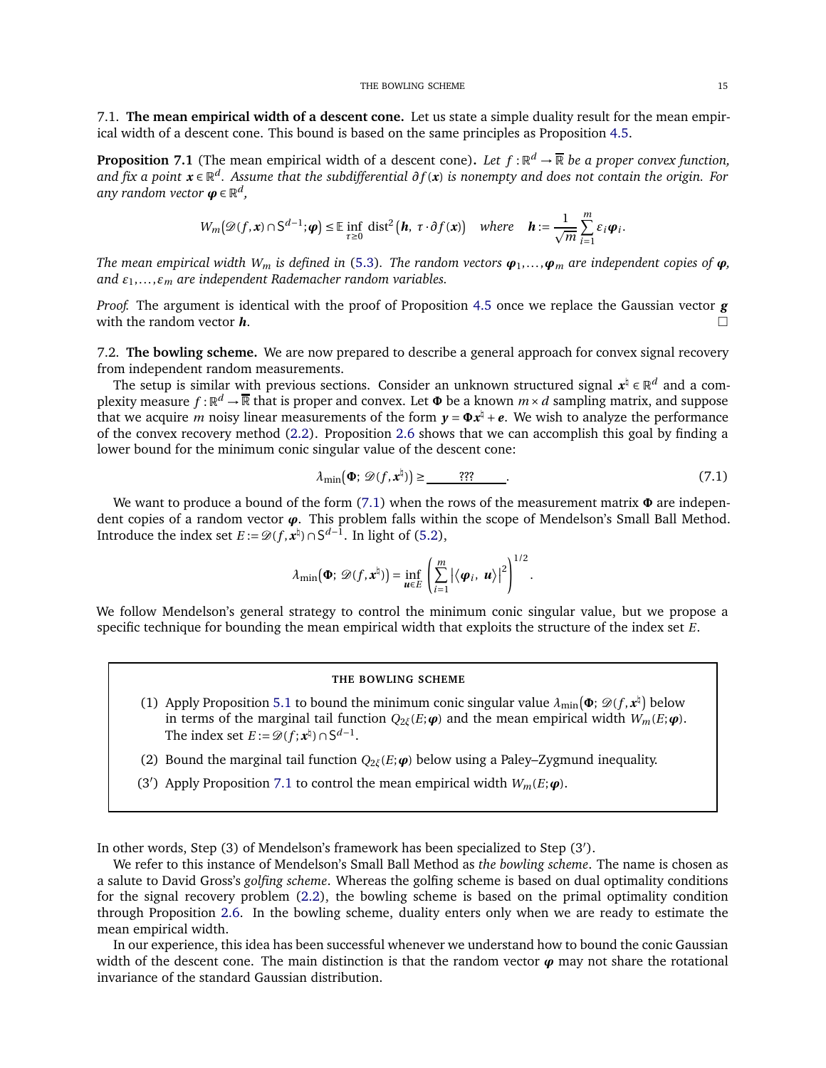7.1. **The mean empirical width of a descent cone.** Let us state a simple duality result for the mean empirical width of a descent cone. This bound is based on the same principles as Proposition 4.5.

**Proposition 7.1** (The mean empirical width of a descent cone)**.** *Let $f : \mathbb{R}^d \to \overline{\mathbb{R}}$ be a proper convex function, and fix a point $\boldsymbol{x} \in \mathbb{R}^d$. Assume that the subdifferential $\partial f(\boldsymbol{x})$ is nonempty and does not contain the origin. For any random vector $\boldsymbol{\varphi} \in \mathbb{R}^d$,*

$$W_m\big(\mathscr{D}(f, \boldsymbol{x}) \cap \mathsf{S}^{d-1}; \boldsymbol{\varphi}\big) \le \mathbb{E} \inf_{\tau \ge 0} \operatorname{dist}^2\big(\boldsymbol{h},\ \tau \cdot \partial f(\boldsymbol{x})\big) \quad \text{where} \quad \boldsymbol{h} := \frac{1}{\sqrt{m}} \sum_{i=1}^{m} \varepsilon_i \boldsymbol{\varphi}_i.$$

*The mean empirical width $W_m$ is defined in (5.3). The random vectors $\boldsymbol{\varphi}_1, \dots, \boldsymbol{\varphi}_m$ are independent copies of $\boldsymbol{\varphi}$, and $\varepsilon_1, \dots, \varepsilon_m$ are independent Rademacher random variables.*

*Proof.* The argument is identical with the proof of Proposition 4.5 once we replace the Gaussian vector $\boldsymbol{g}$ with the random vector $\boldsymbol{h}$. □

7.2. **The bowling scheme.** We are now prepared to describe a general approach for convex signal recovery from independent random measurements.

The setup is similar with previous sections. Consider an unknown structured signal $\boldsymbol{x}^\natural \in \mathbb{R}^d$ and a complexity measure $f : \mathbb{R}^d \to \overline{\mathbb{R}}$ that is proper and convex. Let $\boldsymbol{\Phi}$ be a known $m \times d$ sampling matrix, and suppose that we acquire $m$ noisy linear measurements of the form $\boldsymbol{y} = \boldsymbol{\Phi}\boldsymbol{x}^\natural + \boldsymbol{e}$. We wish to analyze the performance of the convex recovery method (2.2). Proposition 2.6 shows that we can accomplish this goal by finding a lower bound for the minimum conic singular value of the descent cone:

$$\lambda_{\min}\big(\boldsymbol{\Phi};\ \mathscr{D}(f, \boldsymbol{x}^\natural)\big) \ge \underline{\qquad ??? \qquad}. \tag{7.1}$$

We want to produce a bound of the form (7.1) when the rows of the measurement matrix $\boldsymbol{\Phi}$ are independent copies of a random vector $\boldsymbol{\varphi}$. This problem falls within the scope of Mendelson's Small Ball Method. Introduce the index set $E := \mathscr{D}(f, \boldsymbol{x}^\natural) \cap \mathsf{S}^{d-1}$. In light of (5.2),

$$\lambda_{\min}\big(\boldsymbol{\Phi};\ \mathscr{D}(f, \boldsymbol{x}^\natural)\big) = \inf_{\boldsymbol{u} \in E} \left( \sum_{i=1}^{m} \left| \langle \boldsymbol{\varphi}_i,\ \boldsymbol{u} \rangle \right|^2 \right)^{1/2}.$$

We follow Mendelson's general strategy to control the minimum conic singular value, but we propose a specific technique for bounding the mean empirical width that exploits the structure of the index set $E$.

---

**THE BOWLING SCHEME**

(1) Apply Proposition 5.1 to bound the minimum conic singular value $\lambda_{\min}\big(\boldsymbol{\Phi};\ \mathscr{D}(f, \boldsymbol{x}^\natural)\big)$ below in terms of the marginal tail function $Q_{2\xi}(E; \boldsymbol{\varphi})$ and the mean empirical width $W_m(E; \boldsymbol{\varphi})$. The index set $E := \mathscr{D}(f; \boldsymbol{x}^\natural) \cap \mathsf{S}^{d-1}$.

(2) Bound the marginal tail function $Q_{2\xi}(E; \boldsymbol{\varphi})$ below using a Paley–Zygmund inequality.

(3′) Apply Proposition 7.1 to control the mean empirical width $W_m(E; \boldsymbol{\varphi})$.

---

In other words, Step (3) of Mendelson's framework has been specialized to Step (3′).

We refer to this instance of Mendelson's Small Ball Method as *the bowling scheme*. The name is chosen as a salute to David Gross's *golfing scheme*. Whereas the golfing scheme is based on dual optimality conditions for the signal recovery problem (2.2), the bowling scheme is based on the primal optimality condition through Proposition 2.6. In the bowling scheme, duality enters only when we are ready to estimate the mean empirical width.

In our experience, this idea has been successful whenever we understand how to bound the conic Gaussian width of the descent cone. The main distinction is that the random vector $\boldsymbol{\varphi}$ may not share the rotational invariance of the standard Gaussian distribution.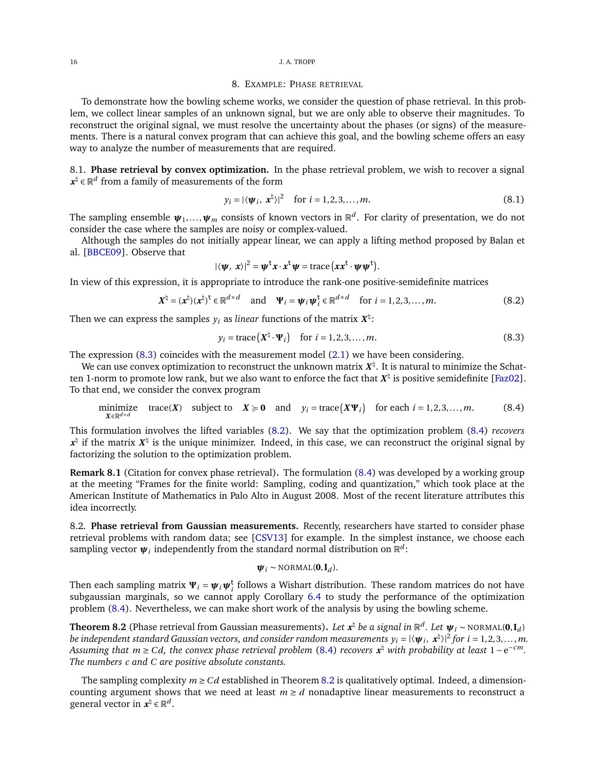## 8. Example: Phase retrieval

To demonstrate how the bowling scheme works, we consider the question of phase retrieval. In this problem, we collect linear samples of an unknown signal, but we are only able to observe their magnitudes. To reconstruct the original signal, we must resolve the uncertainty about the phases (or signs) of the measurements. There is a natural convex program that can achieve this goal, and the bowling scheme offers an easy way to analyze the number of measurements that are required.

### 8.1. Phase retrieval by convex optimization.

In the phase retrieval problem, we wish to recover a signal $\boldsymbol{x}^\natural \in \mathbb{R}^d$ from a family of measurements of the form

$$y_i = |\langle \boldsymbol{\psi}_i,\ \boldsymbol{x}^\natural \rangle|^2 \quad \text{for } i = 1,2,3,\dots,m. \tag{8.1}$$

The sampling ensemble $\boldsymbol{\psi}_1,\dots,\boldsymbol{\psi}_m$ consists of known vectors in $\mathbb{R}^d$. For clarity of presentation, we do not consider the case where the samples are noisy or complex-valued.

Although the samples do not initially appear linear, we can apply a lifting method proposed by Balan et al. [BBCE09]. Observe that

$$|\langle \boldsymbol{\psi},\ \boldsymbol{x} \rangle|^2 = \boldsymbol{\psi}^{\mathsf{t}} \boldsymbol{x} \cdot \boldsymbol{x}^{\mathsf{t}} \boldsymbol{\psi} = \operatorname{trace}\big(\boldsymbol{x}\boldsymbol{x}^{\mathsf{t}} \cdot \boldsymbol{\psi}\boldsymbol{\psi}^{\mathsf{t}}\big).$$

In view of this expression, it is appropriate to introduce the rank-one positive-semidefinite matrices

$$\boldsymbol{X}^\natural = (\boldsymbol{x}^\natural)(\boldsymbol{x}^\natural)^{\mathsf{t}} \in \mathbb{R}^{d\times d} \quad \text{and} \quad \boldsymbol{\Psi}_i = \boldsymbol{\psi}_i \boldsymbol{\psi}_i^{\mathsf{t}} \in \mathbb{R}^{d\times d} \quad \text{for } i = 1,2,3,\dots,m. \tag{8.2}$$

Then we can express the samples $y_i$ as *linear* functions of the matrix $\boldsymbol{X}^\natural$:

$$y_i = \operatorname{trace}\big(\boldsymbol{X}^\natural \cdot \boldsymbol{\Psi}_i\big) \quad \text{for } i = 1,2,3,\dots,m. \tag{8.3}$$

The expression (8.3) coincides with the measurement model (2.1) we have been considering.

We can use convex optimization to reconstruct the unknown matrix $\boldsymbol{X}^\natural$. It is natural to minimize the Schatten 1-norm to promote low rank, but we also want to enforce the fact that $\boldsymbol{X}^\natural$ is positive semidefinite [Faz02]. To that end, we consider the convex program

$$\underset{\boldsymbol{X}\in\mathbb{R}^{d\times d}}{\text{minimize}} \quad \operatorname{trace}(\boldsymbol{X}) \quad \text{subject to} \quad \boldsymbol{X} \succcurlyeq \boldsymbol{0} \quad \text{and} \quad y_i = \operatorname{trace}\big(\boldsymbol{X}\boldsymbol{\Psi}_i\big) \quad \text{for each } i = 1,2,3,\dots,m. \tag{8.4}$$

This formulation involves the lifted variables (8.2). We say that the optimization problem (8.4) *recovers* $\boldsymbol{x}^\natural$ if the matrix $\boldsymbol{X}^\natural$ is the unique minimizer. Indeed, in this case, we can reconstruct the original signal by factorizing the solution to the optimization problem.

**Remark 8.1** (Citation for convex phase retrieval)**.** The formulation (8.4) was developed by a working group at the meeting "Frames for the finite world: Sampling, coding and quantization," which took place at the American Institute of Mathematics in Palo Alto in August 2008. Most of the recent literature attributes this idea incorrectly.

### 8.2. Phase retrieval from Gaussian measurements.

Recently, researchers have started to consider phase retrieval problems with random data; see [CSV13] for example. In the simplest instance, we choose each sampling vector $\boldsymbol{\psi}_i$ independently from the standard normal distribution on $\mathbb{R}^d$:

$$\boldsymbol{\psi}_i \sim \textsc{normal}(\boldsymbol{0}, \mathbf{I}_d).$$

Then each sampling matrix $\boldsymbol{\Psi}_i = \boldsymbol{\psi}_i \boldsymbol{\psi}_i^{\mathsf{t}}$ follows a Wishart distribution. These random matrices do not have subgaussian marginals, so we cannot apply Corollary 6.4 to study the performance of the optimization problem (8.4). Nevertheless, we can make short work of the analysis by using the bowling scheme.

**Theorem 8.2** (Phase retrieval from Gaussian measurements)**.** *Let $\boldsymbol{x}^\natural$ be a signal in $\mathbb{R}^d$. Let $\boldsymbol{\psi}_i \sim \textsc{normal}(\boldsymbol{0}, \mathbf{I}_d)$ be independent standard Gaussian vectors, and consider random measurements $y_i = |\langle \boldsymbol{\psi}_i,\ \boldsymbol{x}^\natural\rangle|^2$ for $i = 1,2,3,\dots,m$. Assuming that $m \geq Cd$, the convex phase retrieval problem (8.4) recovers $\boldsymbol{x}^\natural$ with probability at least $1 - \mathrm{e}^{-cm}$. The numbers $c$ and $C$ are positive absolute constants.*

The sampling complexity $m \geq Cd$ established in Theorem 8.2 is qualitatively optimal. Indeed, a dimension-counting argument shows that we need at least $m \geq d$ nonadaptive linear measurements to reconstruct a general vector in $\boldsymbol{x}^\natural \in \mathbb{R}^d$.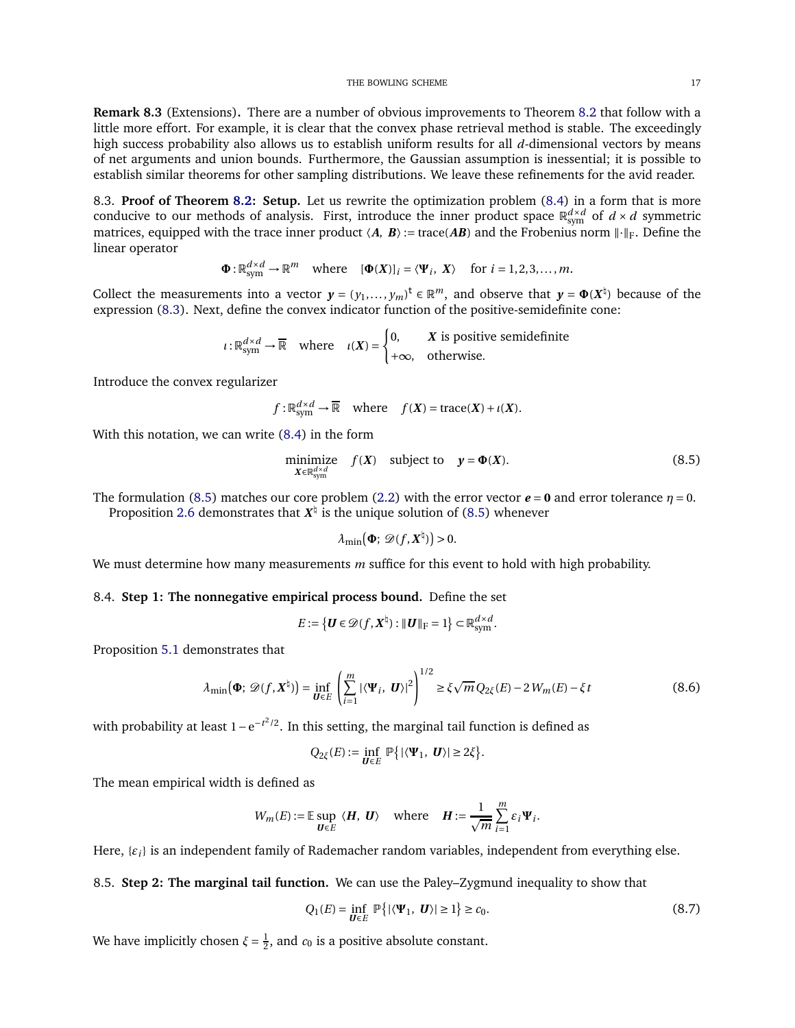**Remark 8.3** (Extensions)**.** There are a number of obvious improvements to Theorem 8.2 that follow with a little more effort. For example, it is clear that the convex phase retrieval method is stable. The exceedingly high success probability also allows us to establish uniform results for all $d$-dimensional vectors by means of net arguments and union bounds. Furthermore, the Gaussian assumption is inessential; it is possible to establish similar theorems for other sampling distributions. We leave these refinements for the avid reader.

8.3. **Proof of Theorem 8.2: Setup.** Let us rewrite the optimization problem (8.4) in a form that is more conducive to our methods of analysis. First, introduce the inner product space $\mathbb{R}^{d\times d}_{\text{sym}}$ of $d \times d$ symmetric matrices, equipped with the trace inner product $\langle \boldsymbol{A},\ \boldsymbol{B}\rangle := \operatorname{trace}(\boldsymbol{AB})$ and the Frobenius norm $\|\cdot\|_{\text{F}}$. Define the linear operator

$$\boldsymbol{\Phi} : \mathbb{R}^{d\times d}_{\text{sym}} \to \mathbb{R}^m \quad \text{where} \quad [\boldsymbol{\Phi}(\boldsymbol{X})]_i = \langle \boldsymbol{\Psi}_i,\ \boldsymbol{X}\rangle \quad \text{for } i = 1,2,3,\dots,m.$$

Collect the measurements into a vector $\boldsymbol{y} = (y_1,\dots,y_m)^{\mathsf{t}} \in \mathbb{R}^m$, and observe that $\boldsymbol{y} = \boldsymbol{\Phi}(\boldsymbol{X}^\natural)$ because of the expression (8.3). Next, define the convex indicator function of the positive-semidefinite cone:

$$\iota : \mathbb{R}^{d\times d}_{\text{sym}} \to \overline{\mathbb{R}} \quad \text{where} \quad \iota(\boldsymbol{X}) = \begin{cases} 0, & \boldsymbol{X} \text{ is positive semidefinite} \\ +\infty, & \text{otherwise.} \end{cases}$$

Introduce the convex regularizer

$$f : \mathbb{R}^{d\times d}_{\text{sym}} \to \overline{\mathbb{R}} \quad \text{where} \quad f(\boldsymbol{X}) = \operatorname{trace}(\boldsymbol{X}) + \iota(\boldsymbol{X}).$$

With this notation, we can write (8.4) in the form

$$\underset{\boldsymbol{X}\in\mathbb{R}^{d\times d}_{\text{sym}}}{\text{minimize}} \quad f(\boldsymbol{X}) \quad \text{subject to} \quad \boldsymbol{y} = \boldsymbol{\Phi}(\boldsymbol{X}). \tag{8.5}$$

The formulation (8.5) matches our core problem (2.2) with the error vector $\boldsymbol{e} = \boldsymbol{0}$ and error tolerance $\eta = 0$.

Proposition 2.6 demonstrates that $\boldsymbol{X}^\natural$ is the unique solution of (8.5) whenever

$$\lambda_{\min}\big(\boldsymbol{\Phi};\ \mathscr{D}(f, \boldsymbol{X}^\natural)\big) > 0.$$

We must determine how many measurements $m$ suffice for this event to hold with high probability.

8.4. **Step 1: The nonnegative empirical process bound.** Define the set

$$E := \big\{\boldsymbol{U} \in \mathscr{D}(f, \boldsymbol{X}^\natural) : \|\boldsymbol{U}\|_{\text{F}} = 1\big\} \subset \mathbb{R}^{d\times d}_{\text{sym}}.$$

Proposition 5.1 demonstrates that

$$\lambda_{\min}\big(\boldsymbol{\Phi};\ \mathscr{D}(f, \boldsymbol{X}^\natural)\big) = \inf_{\boldsymbol{U}\in E} \left( \sum_{i=1}^m |\langle \boldsymbol{\Psi}_i,\ \boldsymbol{U}\rangle|^2 \right)^{1/2} \geq \xi\sqrt{m}\, Q_{2\xi}(E) - 2\, W_m(E) - \xi t \tag{8.6}$$

with probability at least $1 - \mathrm{e}^{-t^2/2}$. In this setting, the marginal tail function is defined as

$$Q_{2\xi}(E) := \inf_{\boldsymbol{U}\in E} \mathbb{P}\big\{ |\langle \boldsymbol{\Psi}_1,\ \boldsymbol{U}\rangle| \geq 2\xi \big\}.$$

The mean empirical width is defined as

$$W_m(E) := \mathbb{E} \sup_{\boldsymbol{U}\in E} \langle \boldsymbol{H},\ \boldsymbol{U}\rangle \quad \text{where} \quad \boldsymbol{H} := \frac{1}{\sqrt{m}} \sum_{i=1}^m \varepsilon_i \boldsymbol{\Psi}_i.$$

Here, $\{\varepsilon_i\}$ is an independent family of Rademacher random variables, independent from everything else.

8.5. **Step 2: The marginal tail function.** We can use the Paley–Zygmund inequality to show that

$$Q_1(E) = \inf_{\boldsymbol{U}\in E} \mathbb{P}\big\{ |\langle \boldsymbol{\Psi}_1,\ \boldsymbol{U}\rangle| \geq 1 \big\} \geq c_0. \tag{8.7}$$

We have implicitly chosen $\xi = \frac{1}{2}$, and $c_0$ is a positive absolute constant.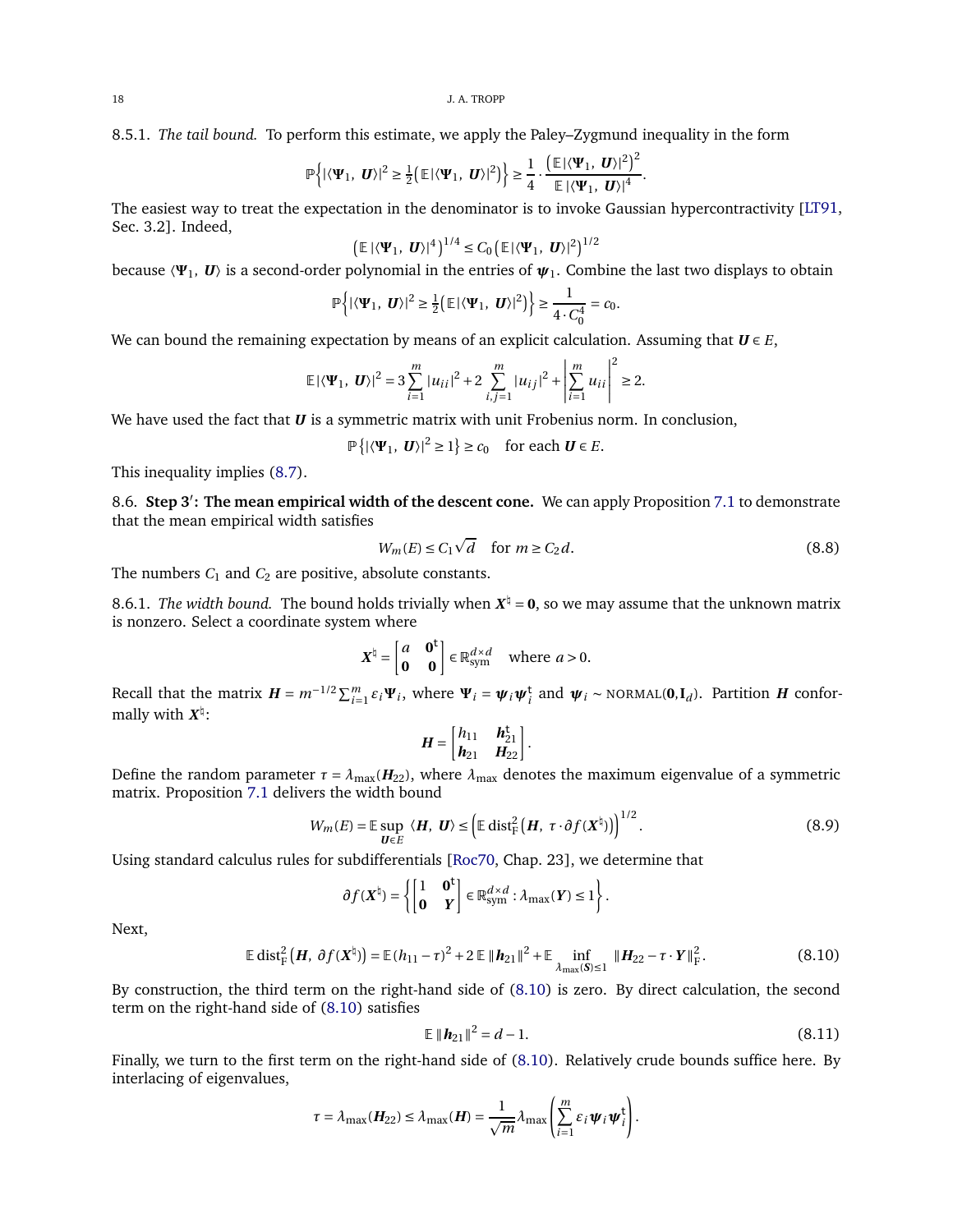8.5.1. *The tail bound.* To perform this estimate, we apply the Paley–Zygmund inequality in the form

$$\mathbb{P}\left\{|\langle \boldsymbol{\Psi}_1,\ \boldsymbol{U}\rangle|^2 \geq \tfrac{1}{2}\big(\mathbb{E}\,|\langle \boldsymbol{\Psi}_1,\ \boldsymbol{U}\rangle|^2\big)\right\} \geq \frac{1}{4} \cdot \frac{\big(\mathbb{E}\,|\langle \boldsymbol{\Psi}_1,\ \boldsymbol{U}\rangle|^2\big)^2}{\mathbb{E}\,|\langle \boldsymbol{\Psi}_1,\ \boldsymbol{U}\rangle|^4}.$$

The easiest way to treat the expectation in the denominator is to invoke Gaussian hypercontractivity [LT91, Sec. 3.2]. Indeed,

$$\big(\mathbb{E}\,|\langle \boldsymbol{\Psi}_1,\ \boldsymbol{U}\rangle|^4\big)^{1/4} \leq C_0\big(\mathbb{E}\,|\langle \boldsymbol{\Psi}_1,\ \boldsymbol{U}\rangle|^2\big)^{1/2}$$

because $\langle \boldsymbol{\Psi}_1,\ \boldsymbol{U}\rangle$ is a second-order polynomial in the entries of $\boldsymbol{\psi}_1$. Combine the last two displays to obtain

$$\mathbb{P}\left\{|\langle \boldsymbol{\Psi}_1,\ \boldsymbol{U}\rangle|^2 \geq \tfrac{1}{2}\big(\mathbb{E}\,|\langle \boldsymbol{\Psi}_1,\ \boldsymbol{U}\rangle|^2\big)\right\} \geq \frac{1}{4 \cdot C_0^4} = c_0.$$

We can bound the remaining expectation by means of an explicit calculation. Assuming that $\boldsymbol{U} \in E$,

$$\mathbb{E}\,|\langle \boldsymbol{\Psi}_1,\ \boldsymbol{U}\rangle|^2 = 3\sum_{i=1}^m |u_{ii}|^2 + 2\sum_{i,j=1}^m |u_{ij}|^2 + \left|\sum_{i=1}^m u_{ii}\right|^2 \geq 2.$$

We have used the fact that $\boldsymbol{U}$ is a symmetric matrix with unit Frobenius norm. In conclusion,

$$\mathbb{P}\left\{|\langle \boldsymbol{\Psi}_1,\ \boldsymbol{U}\rangle|^2 \geq 1\right\} \geq c_0 \quad \text{for each } \boldsymbol{U} \in E.$$

This inequality implies (8.7).

8.6. **Step 3′: The mean empirical width of the descent cone.** We can apply Proposition 7.1 to demonstrate that the mean empirical width satisfies

$$W_m(E) \leq C_1\sqrt{d} \quad \text{for } m \geq C_2 d. \tag{8.8}$$

The numbers $C_1$ and $C_2$ are positive, absolute constants.

8.6.1. *The width bound.* The bound holds trivially when $\boldsymbol{X}^\natural = \boldsymbol{0}$, so we may assume that the unknown matrix is nonzero. Select a coordinate system where

$$\boldsymbol{X}^\natural = \begin{bmatrix} a & \boldsymbol{0}^{\mathsf{t}} \\ \boldsymbol{0} & \boldsymbol{0} \end{bmatrix} \in \mathbb{R}^{d\times d}_{\text{sym}} \quad \text{where } a > 0.$$

Recall that the matrix $\boldsymbol{H} = m^{-1/2}\sum_{i=1}^m \varepsilon_i \boldsymbol{\Psi}_i$, where $\boldsymbol{\Psi}_i = \boldsymbol{\psi}_i\boldsymbol{\psi}_i^{\mathsf{t}}$ and $\boldsymbol{\psi}_i \sim \textsc{normal}(\boldsymbol{0}, \mathbf{I}_d)$. Partition $\boldsymbol{H}$ conformally with $\boldsymbol{X}^\natural$:

$$\boldsymbol{H} = \begin{bmatrix} h_{11} & \boldsymbol{h}_{21}^{\mathsf{t}} \\ \boldsymbol{h}_{21} & \boldsymbol{H}_{22} \end{bmatrix}.$$

Define the random parameter $\tau = \lambda_{\max}(\boldsymbol{H}_{22})$, where $\lambda_{\max}$ denotes the maximum eigenvalue of a symmetric matrix. Proposition 7.1 delivers the width bound

$$W_m(E) = \mathbb{E}\sup_{\boldsymbol{U}\in E}\ \langle \boldsymbol{H},\ \boldsymbol{U}\rangle \leq \Big(\mathbb{E}\,\mathrm{dist}_{\mathrm{F}}^2\big(\boldsymbol{H},\ \tau\cdot\partial f(\boldsymbol{X}^\natural)\big)\Big)^{1/2}. \tag{8.9}$$

Using standard calculus rules for subdifferentials [Roc70, Chap. 23], we determine that

$$\partial f(\boldsymbol{X}^\natural) = \left\{\begin{bmatrix} 1 & \boldsymbol{0}^{\mathsf{t}} \\ \boldsymbol{0} & \boldsymbol{Y} \end{bmatrix} \in \mathbb{R}^{d\times d}_{\text{sym}} : \lambda_{\max}(\boldsymbol{Y}) \leq 1\right\}.$$

Next,

$$\mathbb{E}\,\mathrm{dist}_{\mathrm{F}}^2\big(\boldsymbol{H},\ \partial f(\boldsymbol{X}^\natural)\big) = \mathbb{E}\,(h_{11}-\tau)^2 + 2\,\mathbb{E}\,\|\boldsymbol{h}_{21}\|^2 + \mathbb{E}\inf_{\lambda_{\max}(\boldsymbol{S})\leq 1}\ \|\boldsymbol{H}_{22} - \tau\cdot\boldsymbol{Y}\|_{\mathrm{F}}^2. \tag{8.10}$$

By construction, the third term on the right-hand side of (8.10) is zero. By direct calculation, the second term on the right-hand side of (8.10) satisfies

$$\mathbb{E}\,\|\boldsymbol{h}_{21}\|^2 = d - 1. \tag{8.11}$$

Finally, we turn to the first term on the right-hand side of (8.10). Relatively crude bounds suffice here. By interlacing of eigenvalues,

$$\tau = \lambda_{\max}(\boldsymbol{H}_{22}) \leq \lambda_{\max}(\boldsymbol{H}) = \frac{1}{\sqrt{m}}\lambda_{\max}\left(\sum_{i=1}^m \varepsilon_i\boldsymbol{\psi}_i\boldsymbol{\psi}_i^{\mathsf{t}}\right).$$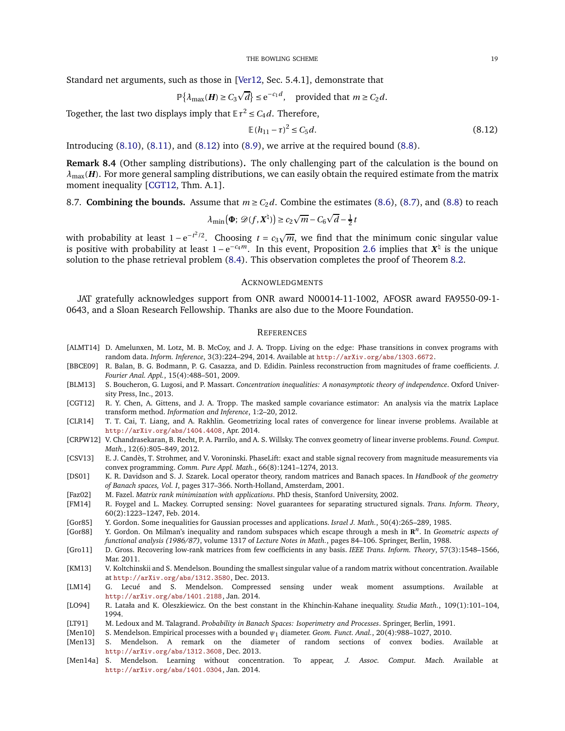Standard net arguments, such as those in [Ver12, Sec. 5.4.1], demonstrate that

$$\mathbb{P}\{\lambda_{\max}(\boldsymbol{H}) \geq C_3\sqrt{d}\} \leq \mathrm{e}^{-c_1 d}, \quad \text{provided that } m \geq C_2 d.$$

Together, the last two displays imply that $\mathbb{E}\,\tau^2 \leq C_4 d$. Therefore,

$$\mathbb{E}\,(h_{11} - \tau)^2 \leq C_5 d. \tag{8.12}$$

Introducing (8.10), (8.11), and (8.12) into (8.9), we arrive at the required bound (8.8).

**Remark 8.4** (Other sampling distributions)**.** The only challenging part of the calculation is the bound on $\lambda_{\max}(\boldsymbol{H})$. For more general sampling distributions, we can easily obtain the required estimate from the matrix moment inequality [CGT12, Thm. A.1].

8.7. **Combining the bounds.** Assume that $m \geq C_2 d$. Combine the estimates (8.6), (8.7), and (8.8) to reach

$$\lambda_{\min}\big(\boldsymbol{\Phi};\ \mathscr{D}(f, \boldsymbol{X}^\natural)\big) \geq c_2\sqrt{m} - C_6\sqrt{d} - \tfrac{1}{2}t$$

with probability at least $1 - \mathrm{e}^{-t^2/2}$. Choosing $t = c_3\sqrt{m}$, we find that the minimum conic singular value is positive with probability at least $1 - \mathrm{e}^{-c_4 m}$. In this event, Proposition 2.6 implies that $\boldsymbol{X}^\natural$ is the unique solution to the phase retrieval problem (8.4). This observation completes the proof of Theorem 8.2.

## Acknowledgments

JAT gratefully acknowledges support from ONR award N00014-11-1002, AFOSR award FA9550-09-1-0643, and a Sloan Research Fellowship. Thanks are also due to the Moore Foundation.

## References

[ALMT14] D. Amelunxen, M. Lotz, M. B. McCoy, and J. A. Tropp. Living on the edge: Phase transitions in convex programs with random data. *Inform. Inference*, 3(3):224–294, 2014. Available at http://arXiv.org/abs/1303.6672.

[BBCE09] R. Balan, B. G. Bodmann, P. G. Casazza, and D. Edidin. Painless reconstruction from magnitudes of frame coefficients. *J. Fourier Anal. Appl.*, 15(4):488–501, 2009.

[BLM13] S. Boucheron, G. Lugosi, and P. Massart. *Concentration inequalities: A nonasymptotic theory of independence*. Oxford University Press, Inc., 2013.

[CGT12] R. Y. Chen, A. Gittens, and J. A. Tropp. The masked sample covariance estimator: An analysis via the matrix Laplace transform method. *Information and Inference*, 1:2–20, 2012.

[CLR14] T. T. Cai, T. Liang, and A. Rakhlin. Geometrizing local rates of convergence for linear inverse problems. Available at http://arXiv.org/abs/1404.4408, Apr. 2014.

[CRPW12] V. Chandrasekaran, B. Recht, P. A. Parrilo, and A. S. Willsky. The convex geometry of linear inverse problems. *Found. Comput. Math.*, 12(6):805–849, 2012.

[CSV13] E. J. Candès, T. Strohmer, and V. Voroninski. PhaseLift: exact and stable signal recovery from magnitude measurements via convex programming. *Comm. Pure Appl. Math.*, 66(8):1241–1274, 2013.

[DS01] K. R. Davidson and S. J. Szarek. Local operator theory, random matrices and Banach spaces. In *Handbook of the geometry of Banach spaces, Vol. I*, pages 317–366. North-Holland, Amsterdam, 2001.

[Faz02] M. Fazel. *Matrix rank minimization with applications*. PhD thesis, Stanford University, 2002.

[FM14] R. Foygel and L. Mackey. Corrupted sensing: Novel guarantees for separating structured signals. *Trans. Inform. Theory*, 60(2):1223–1247, Feb. 2014.

[Gor85] Y. Gordon. Some inequalities for Gaussian processes and applications. *Israel J. Math.*, 50(4):265–289, 1985.

[Gor88] Y. Gordon. On Milman's inequality and random subspaces which escape through a mesh in $\mathbf{R}^n$. In *Geometric aspects of functional analysis (1986/87)*, volume 1317 of *Lecture Notes in Math.*, pages 84–106. Springer, Berlin, 1988.

[Gro11] D. Gross. Recovering low-rank matrices from few coefficients in any basis. *IEEE Trans. Inform. Theory*, 57(3):1548–1566, Mar. 2011.

[KM13] V. Koltchinskii and S. Mendelson. Bounding the smallest singular value of a random matrix without concentration. Available at http://arXiv.org/abs/1312.3580, Dec. 2013.

[LM14] G. Lecué and S. Mendelson. Compressed sensing under weak moment assumptions. Available at http://arXiv.org/abs/1401.2188, Jan. 2014.

[LO94] R. Latała and K. Oleszkiewicz. On the best constant in the Khinchin-Kahane inequality. *Studia Math.*, 109(1):101–104, 1994.

[LT91] M. Ledoux and M. Talagrand. *Probability in Banach Spaces: Isoperimetry and Processes*. Springer, Berlin, 1991.

[Men10] S. Mendelson. Empirical processes with a bounded $\psi_1$ diameter. *Geom. Funct. Anal.*, 20(4):988–1027, 2010.

[Men13] S. Mendelson. A remark on the diameter of random sections of convex bodies. Available at http://arXiv.org/abs/1312.3608, Dec. 2013.

[Men14a] S. Mendelson. Learning without concentration. To appear, *J. Assoc. Comput. Mach.* Available at http://arXiv.org/abs/1401.0304, Jan. 2014.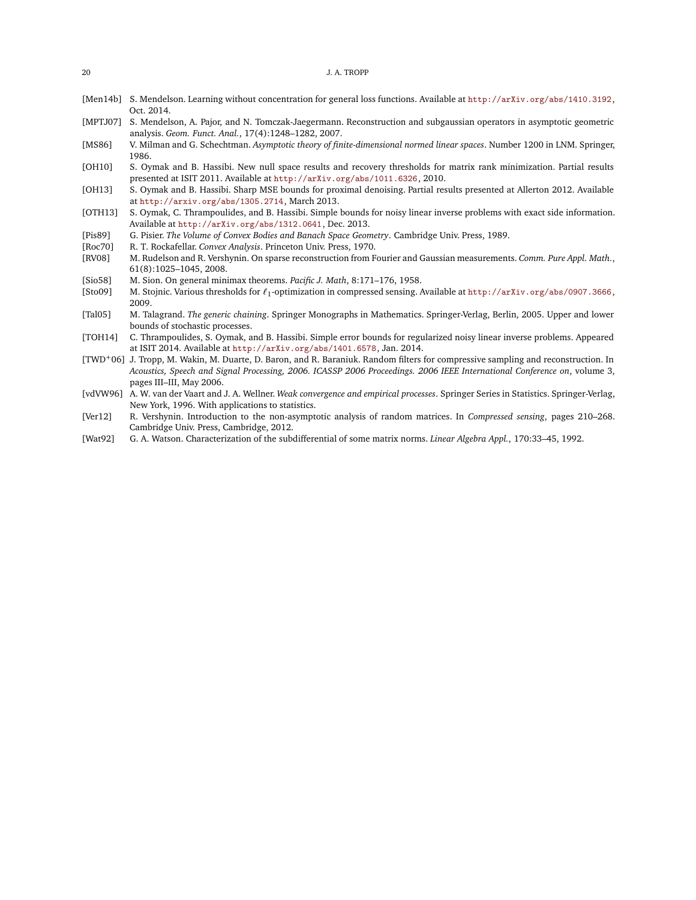[Men14b] S. Mendelson. Learning without concentration for general loss functions. Available at http://arXiv.org/abs/1410.3192, Oct. 2014.

[MPTJ07] S. Mendelson, A. Pajor, and N. Tomczak-Jaegermann. Reconstruction and subgaussian operators in asymptotic geometric analysis. *Geom. Funct. Anal.*, 17(4):1248–1282, 2007.

[MS86] V. Milman and G. Schechtman. *Asymptotic theory of finite-dimensional normed linear spaces*. Number 1200 in LNM. Springer, 1986.

[OH10] S. Oymak and B. Hassibi. New null space results and recovery thresholds for matrix rank minimization. Partial results presented at ISIT 2011. Available at http://arXiv.org/abs/1011.6326, 2010.

[OH13] S. Oymak and B. Hassibi. Sharp MSE bounds for proximal denoising. Partial results presented at Allerton 2012. Available at http://arxiv.org/abs/1305.2714, March 2013.

[OTH13] S. Oymak, C. Thrampoulides, and B. Hassibi. Simple bounds for noisy linear inverse problems with exact side information. Available at http://arXiv.org/abs/1312.0641, Dec. 2013.

[Pis89] G. Pisier. *The Volume of Convex Bodies and Banach Space Geometry*. Cambridge Univ. Press, 1989.

[Roc70] R. T. Rockafellar. *Convex Analysis*. Princeton Univ. Press, 1970.

[RV08] M. Rudelson and R. Vershynin. On sparse reconstruction from Fourier and Gaussian measurements. *Comm. Pure Appl. Math.*, 61(8):1025–1045, 2008.

[Sio58] M. Sion. On general minimax theorems. *Pacific J. Math*, 8:171–176, 1958.

[Sto09] M. Stojnic. Various thresholds for $\ell_1$-optimization in compressed sensing. Available at http://arXiv.org/abs/0907.3666, 2009.

[Tal05] M. Talagrand. *The generic chaining*. Springer Monographs in Mathematics. Springer-Verlag, Berlin, 2005. Upper and lower bounds of stochastic processes.

[TOH14] C. Thrampoulides, S. Oymak, and B. Hassibi. Simple error bounds for regularized noisy linear inverse problems. Appeared at ISIT 2014. Available at http://arXiv.org/abs/1401.6578, Jan. 2014.

[TWD+06] J. Tropp, M. Wakin, M. Duarte, D. Baron, and R. Baraniuk. Random filters for compressive sampling and reconstruction. In *Acoustics, Speech and Signal Processing, 2006. ICASSP 2006 Proceedings. 2006 IEEE International Conference on*, volume 3, pages III–III, May 2006.

[vdVW96] A. W. van der Vaart and J. A. Wellner. *Weak convergence and empirical processes*. Springer Series in Statistics. Springer-Verlag, New York, 1996. With applications to statistics.

[Ver12] R. Vershynin. Introduction to the non-asymptotic analysis of random matrices. In *Compressed sensing*, pages 210–268. Cambridge Univ. Press, Cambridge, 2012.

[Wat92] G. A. Watson. Characterization of the subdifferential of some matrix norms. *Linear Algebra Appl.*, 170:33–45, 1992.